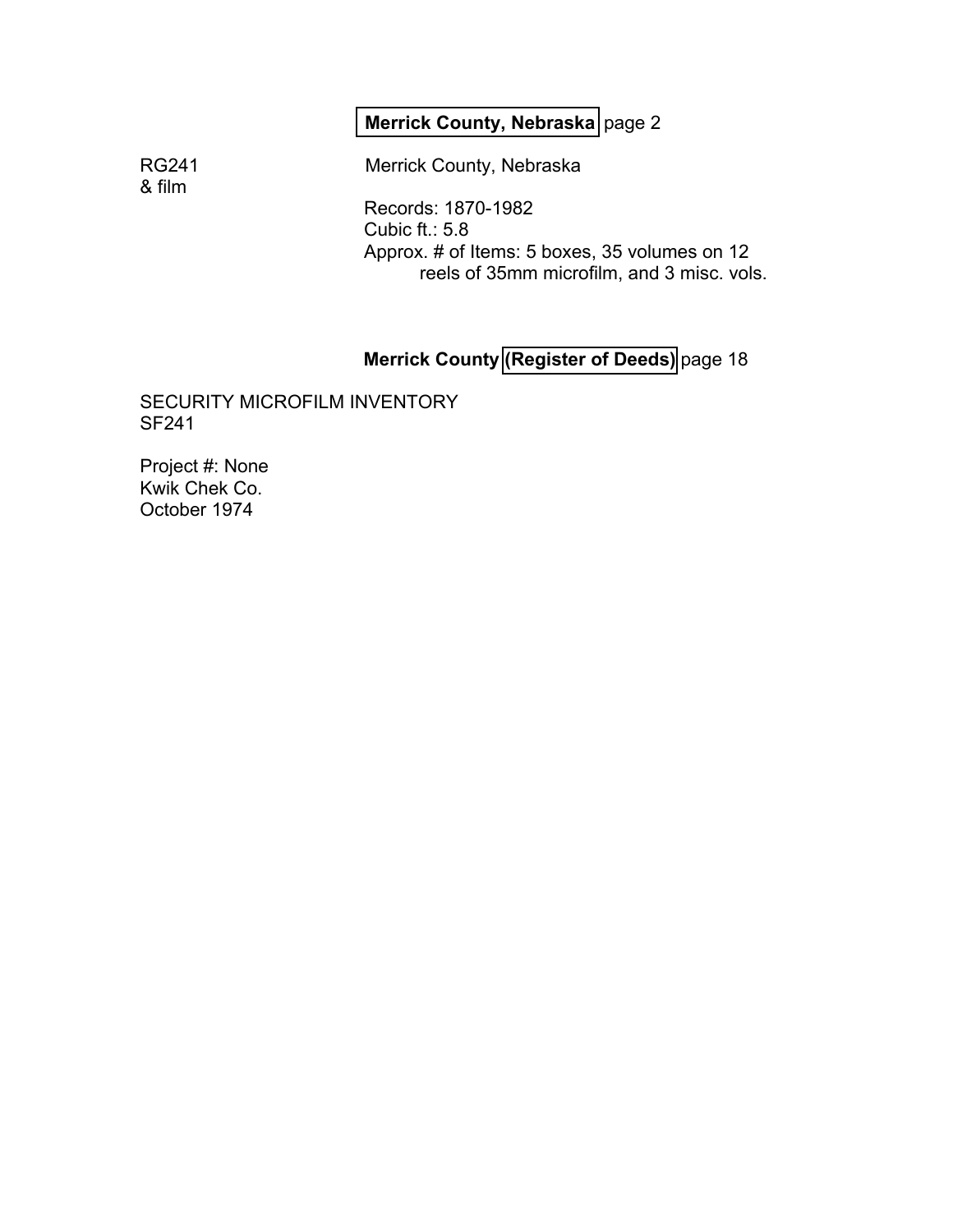**Merrick County, Nebraska** page 2

RG241
& film

Merrick County, Nebraska

Records: 1870-1982
Cubic ft.: 5.8
Approx. # of Items: 5 boxes, 35 volumes on 12 reels of 35mm microfilm, and 3 misc. vols.

**Merrick County (Register of Deeds)** page 18

SECURITY MICROFILM INVENTORY
SF241

Project #: None
Kwik Chek Co.
October 1974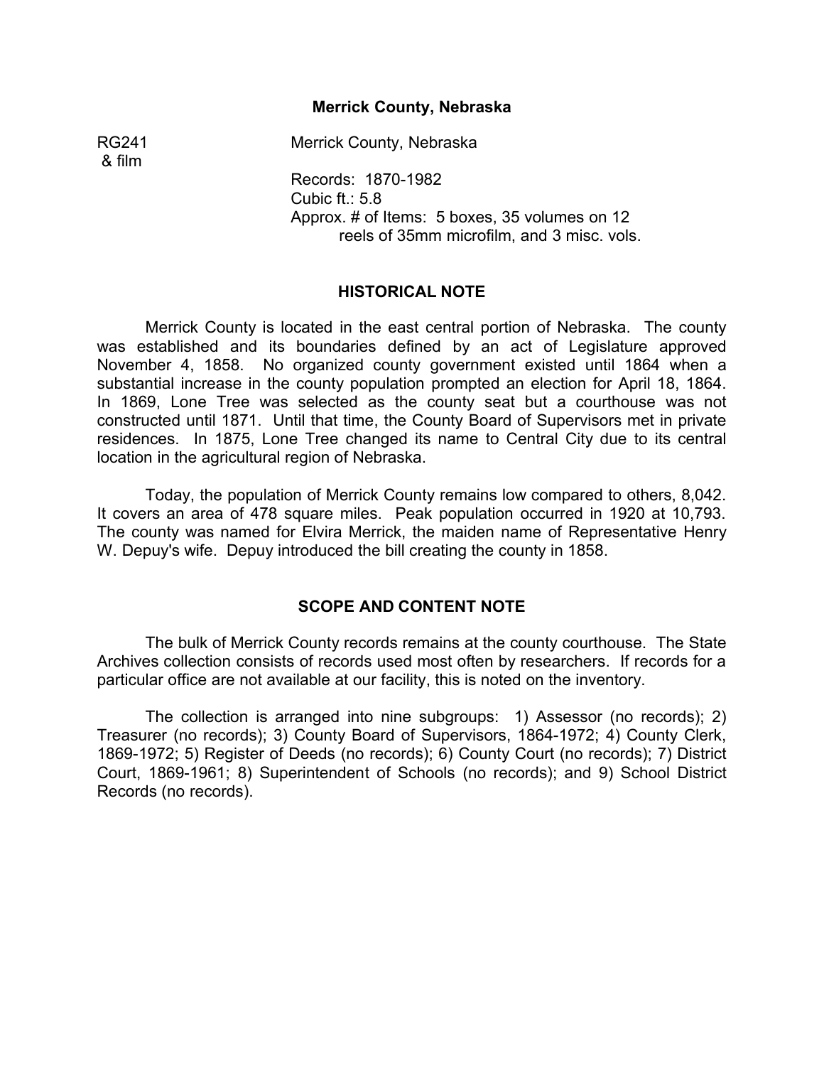## Merrick County, Nebraska

RG241 & film

Merrick County, Nebraska

Records: 1870-1982
Cubic ft.: 5.8
Approx. # of Items: 5 boxes, 35 volumes on 12 reels of 35mm microfilm, and 3 misc. vols.

### HISTORICAL NOTE

Merrick County is located in the east central portion of Nebraska. The county was established and its boundaries defined by an act of Legislature approved November 4, 1858. No organized county government existed until 1864 when a substantial increase in the county population prompted an election for April 18, 1864. In 1869, Lone Tree was selected as the county seat but a courthouse was not constructed until 1871. Until that time, the County Board of Supervisors met in private residences. In 1875, Lone Tree changed its name to Central City due to its central location in the agricultural region of Nebraska.

Today, the population of Merrick County remains low compared to others, 8,042. It covers an area of 478 square miles. Peak population occurred in 1920 at 10,793. The county was named for Elvira Merrick, the maiden name of Representative Henry W. Depuy's wife. Depuy introduced the bill creating the county in 1858.

### SCOPE AND CONTENT NOTE

The bulk of Merrick County records remains at the county courthouse. The State Archives collection consists of records used most often by researchers. If records for a particular office are not available at our facility, this is noted on the inventory.

The collection is arranged into nine subgroups: 1) Assessor (no records); 2) Treasurer (no records); 3) County Board of Supervisors, 1864-1972; 4) County Clerk, 1869-1972; 5) Register of Deeds (no records); 6) County Court (no records); 7) District Court, 1869-1961; 8) Superintendent of Schools (no records); and 9) School District Records (no records).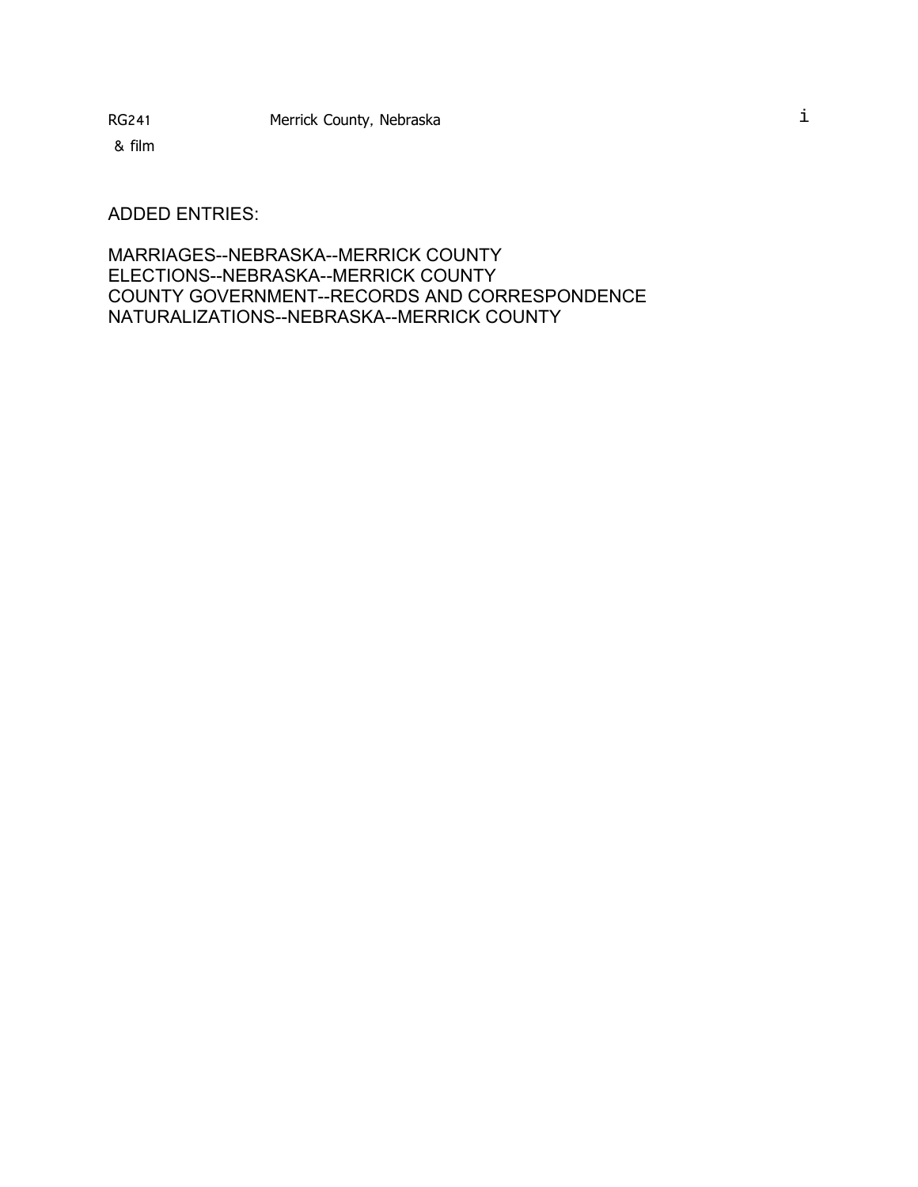RG241 & film    Merrick County, Nebraska

ADDED ENTRIES:

MARRIAGES--NEBRASKA--MERRICK COUNTY
ELECTIONS--NEBRASKA--MERRICK COUNTY
COUNTY GOVERNMENT--RECORDS AND CORRESPONDENCE
NATURALIZATIONS--NEBRASKA--MERRICK COUNTY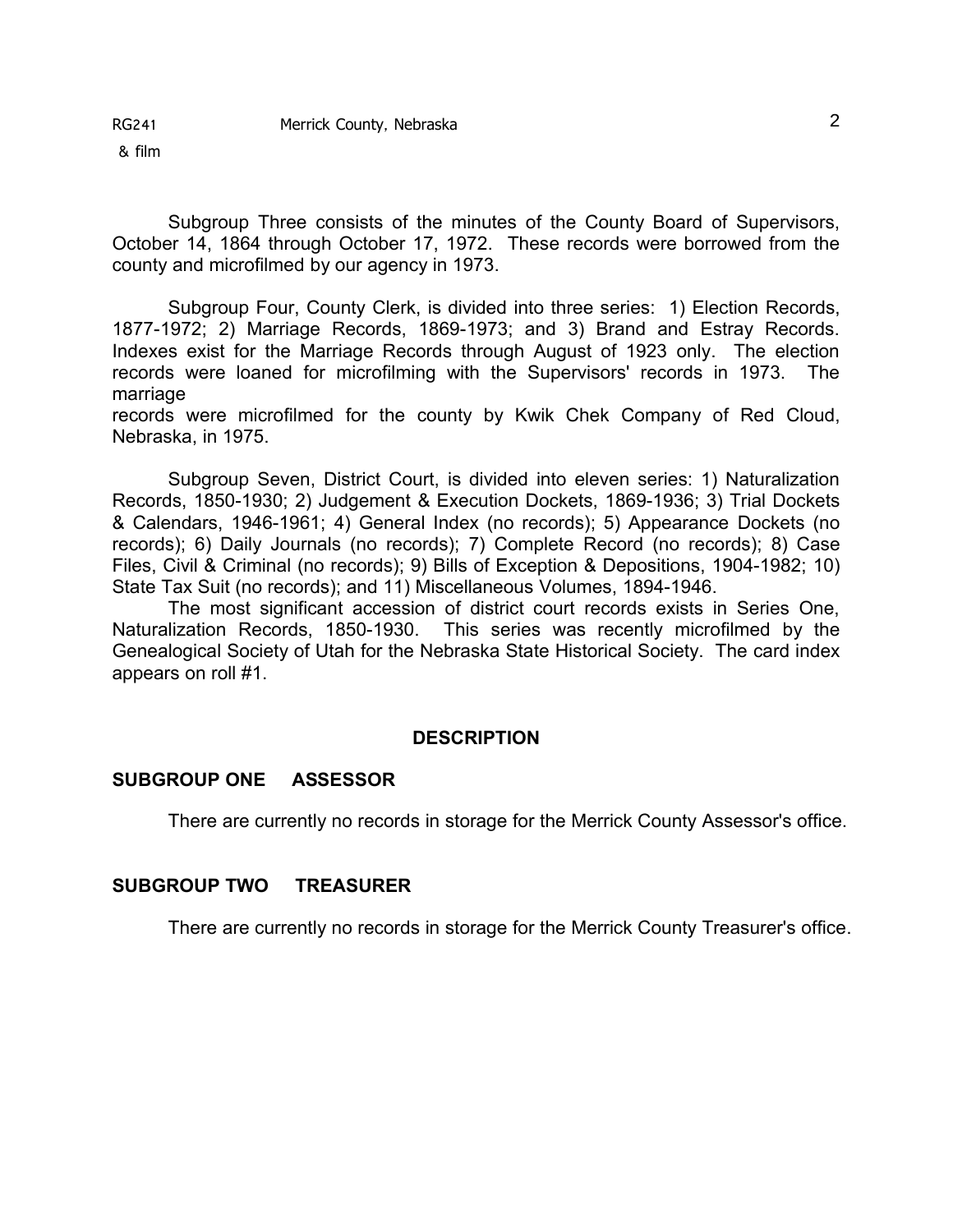Subgroup Three consists of the minutes of the County Board of Supervisors, October 14, 1864 through October 17, 1972. These records were borrowed from the county and microfilmed by our agency in 1973.

Subgroup Four, County Clerk, is divided into three series: 1) Election Records, 1877-1972; 2) Marriage Records, 1869-1973; and 3) Brand and Estray Records. Indexes exist for the Marriage Records through August of 1923 only. The election records were loaned for microfilming with the Supervisors' records in 1973. The marriage records were microfilmed for the county by Kwik Chek Company of Red Cloud, Nebraska, in 1975.

Subgroup Seven, District Court, is divided into eleven series: 1) Naturalization Records, 1850-1930; 2) Judgement & Execution Dockets, 1869-1936; 3) Trial Dockets & Calendars, 1946-1961; 4) General Index (no records); 5) Appearance Dockets (no records); 6) Daily Journals (no records); 7) Complete Record (no records); 8) Case Files, Civil & Criminal (no records); 9) Bills of Exception & Depositions, 1904-1982; 10) State Tax Suit (no records); and 11) Miscellaneous Volumes, 1894-1946.

The most significant accession of district court records exists in Series One, Naturalization Records, 1850-1930. This series was recently microfilmed by the Genealogical Society of Utah for the Nebraska State Historical Society. The card index appears on roll #1.

## DESCRIPTION

### SUBGROUP ONE ASSESSOR

There are currently no records in storage for the Merrick County Assessor's office.

### SUBGROUP TWO TREASURER

There are currently no records in storage for the Merrick County Treasurer's office.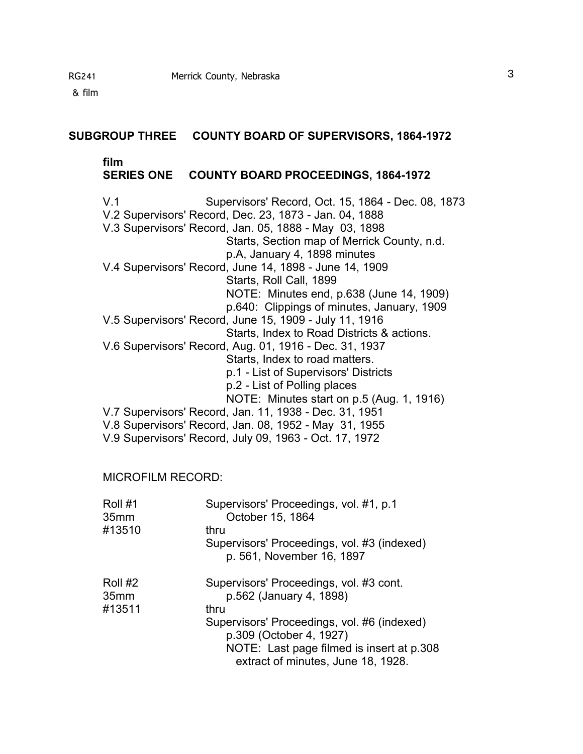## SUBGROUP THREE COUNTY BOARD OF SUPERVISORS, 1864-1972

### film
### SERIES ONE COUNTY BOARD PROCEEDINGS, 1864-1972

V.1 Supervisors' Record, Oct. 15, 1864 - Dec. 08, 1873
V.2 Supervisors' Record, Dec. 23, 1873 - Jan. 04, 1888
V.3 Supervisors' Record, Jan. 05, 1888 - May 03, 1898
  Starts, Section map of Merrick County, n.d.
  p.A, January 4, 1898 minutes
V.4 Supervisors' Record, June 14, 1898 - June 14, 1909
  Starts, Roll Call, 1899
  NOTE: Minutes end, p.638 (June 14, 1909)
  p.640: Clippings of minutes, January, 1909
V.5 Supervisors' Record, June 15, 1909 - July 11, 1916
  Starts, Index to Road Districts & actions.
V.6 Supervisors' Record, Aug. 01, 1916 - Dec. 31, 1937
  Starts, Index to road matters.
  p.1 - List of Supervisors' Districts
  p.2 - List of Polling places
  NOTE: Minutes start on p.5 (Aug. 1, 1916)
V.7 Supervisors' Record, Jan. 11, 1938 - Dec. 31, 1951
V.8 Supervisors' Record, Jan. 08, 1952 - May 31, 1955
V.9 Supervisors' Record, July 09, 1963 - Oct. 17, 1972

MICROFILM RECORD:

Roll #1
35mm
#13510
  Supervisors' Proceedings, vol. #1, p.1
  October 15, 1864
  thru
  Supervisors' Proceedings, vol. #3 (indexed)
  p. 561, November 16, 1897

Roll #2
35mm
#13511
  Supervisors' Proceedings, vol. #3 cont.
  p.562 (January 4, 1898)
  thru
  Supervisors' Proceedings, vol. #6 (indexed)
  p.309 (October 4, 1927)
  NOTE: Last page filmed is insert at p.308
  extract of minutes, June 18, 1928.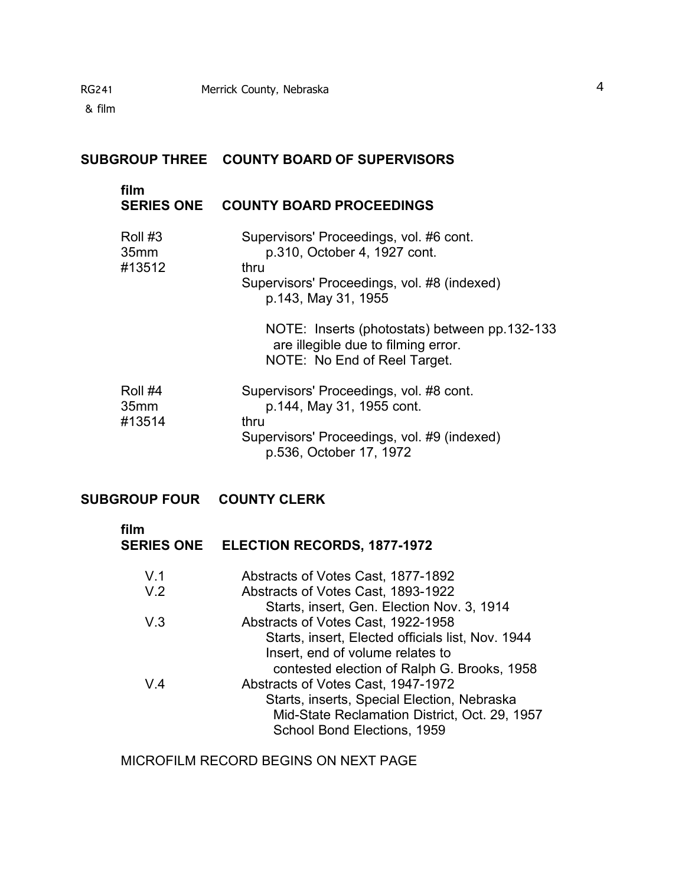## SUBGROUP THREE COUNTY BOARD OF SUPERVISORS

### film
### SERIES ONE COUNTY BOARD PROCEEDINGS

Roll #3
35mm
#13512

Supervisors' Proceedings, vol. #6 cont.
p.310, October 4, 1927 cont.
thru
Supervisors' Proceedings, vol. #8 (indexed)
p.143, May 31, 1955

NOTE: Inserts (photostats) between pp.132-133 are illegible due to filming error.
NOTE: No End of Reel Target.

Roll #4
35mm
#13514

Supervisors' Proceedings, vol. #8 cont.
p.144, May 31, 1955 cont.
thru
Supervisors' Proceedings, vol. #9 (indexed)
p.536, October 17, 1972

## SUBGROUP FOUR COUNTY CLERK

### film
### SERIES ONE ELECTION RECORDS, 1877-1972

V.1 Abstracts of Votes Cast, 1877-1892

V.2 Abstracts of Votes Cast, 1893-1922
Starts, insert, Gen. Election Nov. 3, 1914

V.3 Abstracts of Votes Cast, 1922-1958
Starts, insert, Elected officials list, Nov. 1944
Insert, end of volume relates to contested election of Ralph G. Brooks, 1958

V.4 Abstracts of Votes Cast, 1947-1972
Starts, inserts, Special Election, Nebraska Mid-State Reclamation District, Oct. 29, 1957
School Bond Elections, 1959

MICROFILM RECORD BEGINS ON NEXT PAGE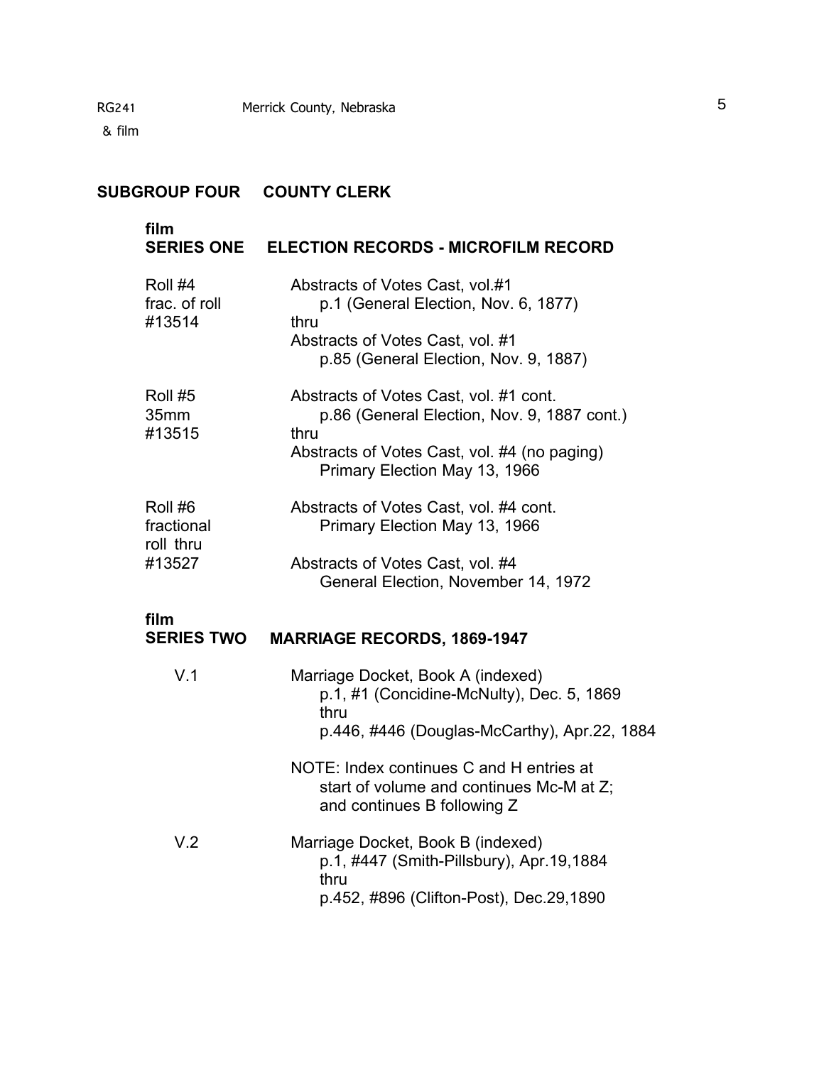## SUBGROUP FOUR COUNTY CLERK

### film SERIES ONE ELECTION RECORDS - MICROFILM RECORD

| | |
|---|---|
| Roll #4<br>frac. of roll<br>#13514 | Abstracts of Votes Cast, vol.#1<br>p.1 (General Election, Nov. 6, 1877)<br>thru<br>Abstracts of Votes Cast, vol. #1<br>p.85 (General Election, Nov. 9, 1887) |
| Roll #5<br>35mm<br>#13515 | Abstracts of Votes Cast, vol. #1 cont.<br>p.86 (General Election, Nov. 9, 1887 cont.)<br>thru<br>Abstracts of Votes Cast, vol. #4 (no paging)<br>Primary Election May 13, 1966 |
| Roll #6<br>fractional<br>roll thru<br>#13527 | Abstracts of Votes Cast, vol. #4 cont.<br>Primary Election May 13, 1966<br><br>Abstracts of Votes Cast, vol. #4<br>General Election, November 14, 1972 |

### film SERIES TWO MARRIAGE RECORDS, 1869-1947

| | |
|---|---|
| V.1 | Marriage Docket, Book A (indexed)<br>p.1, #1 (Concidine-McNulty), Dec. 5, 1869<br>thru<br>p.446, #446 (Douglas-McCarthy), Apr.22, 1884<br><br>NOTE: Index continues C and H entries at start of volume and continues Mc-M at Z; and continues B following Z |
| V.2 | Marriage Docket, Book B (indexed)<br>p.1, #447 (Smith-Pillsbury), Apr.19,1884<br>thru<br>p.452, #896 (Clifton-Post), Dec.29,1890 |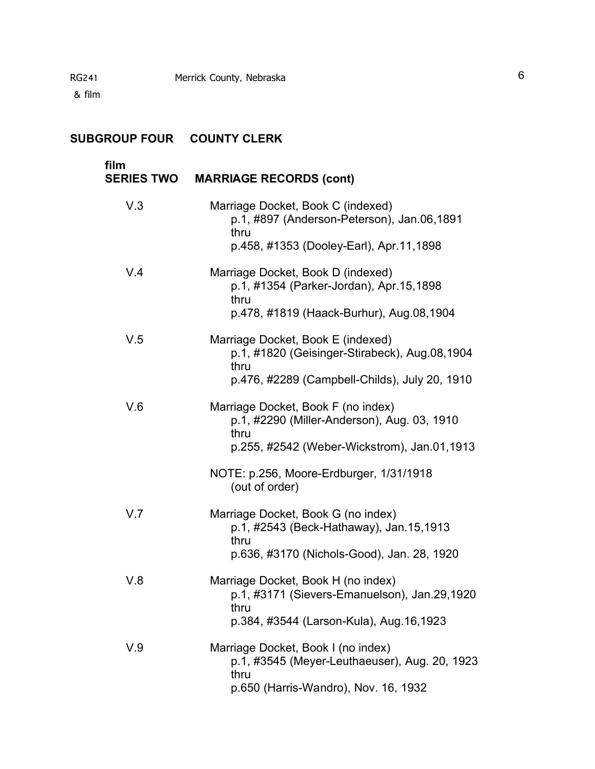RG241 Merrick County, Nebraska
& film

## SUBGROUP FOUR COUNTY CLERK

### film SERIES TWO MARRIAGE RECORDS (cont)

V.3 Marriage Docket, Book C (indexed)
p.1, #897 (Anderson-Peterson), Jan.06,1891
thru
p.458, #1353 (Dooley-Earl), Apr.11,1898

V.4 Marriage Docket, Book D (indexed)
p.1, #1354 (Parker-Jordan), Apr.15,1898
thru
p.478, #1819 (Haack-Burhur), Aug.08,1904

V.5 Marriage Docket, Book E (indexed)
p.1, #1820 (Geisinger-Stirabeck), Aug.08,1904
thru
p.476, #2289 (Campbell-Childs), July 20, 1910

V.6 Marriage Docket, Book F (no index)
p.1, #2290 (Miller-Anderson), Aug. 03, 1910
thru
p.255, #2542 (Weber-Wickstrom), Jan.01,1913

NOTE: p.256, Moore-Erdburger, 1/31/1918
(out of order)

V.7 Marriage Docket, Book G (no index)
p.1, #2543 (Beck-Hathaway), Jan.15,1913
thru
p.636, #3170 (Nichols-Good), Jan. 28, 1920

V.8 Marriage Docket, Book H (no index)
p.1, #3171 (Sievers-Emanuelson), Jan.29,1920
thru
p.384, #3544 (Larson-Kula), Aug.16,1923

V.9 Marriage Docket, Book I (no index)
p.1, #3545 (Meyer-Leuthaeuser), Aug. 20, 1923
thru
p.650 (Harris-Wandro), Nov. 16, 1932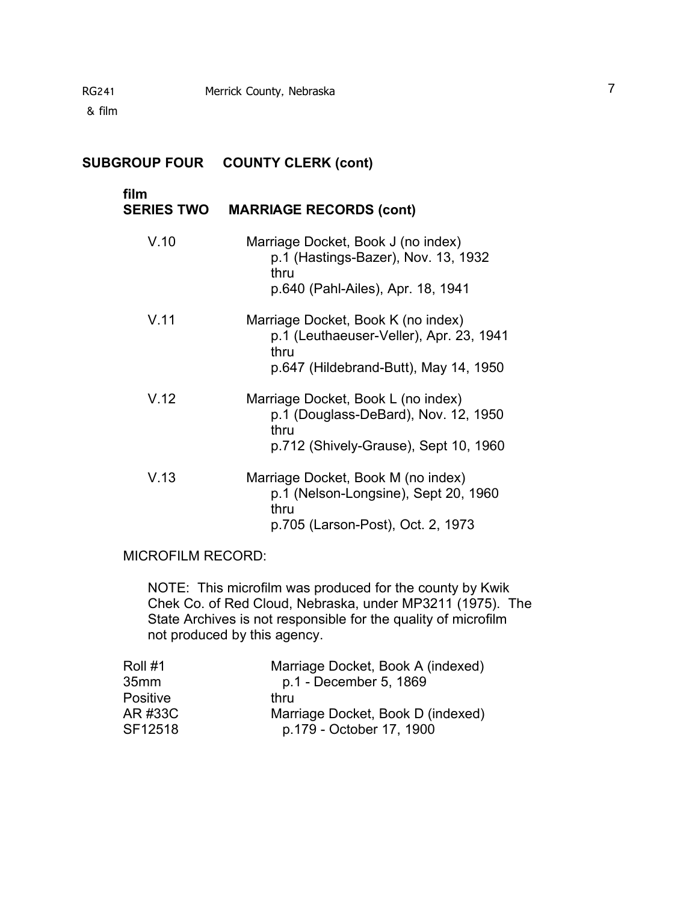## SUBGROUP FOUR COUNTY CLERK (cont)

### film
### SERIES TWO MARRIAGE RECORDS (cont)

V.10 Marriage Docket, Book J (no index)
p.1 (Hastings-Bazer), Nov. 13, 1932
thru
p.640 (Pahl-Ailes), Apr. 18, 1941

V.11 Marriage Docket, Book K (no index)
p.1 (Leuthaeuser-Veller), Apr. 23, 1941
thru
p.647 (Hildebrand-Butt), May 14, 1950

V.12 Marriage Docket, Book L (no index)
p.1 (Douglass-DeBard), Nov. 12, 1950
thru
p.712 (Shively-Grause), Sept 10, 1960

V.13 Marriage Docket, Book M (no index)
p.1 (Nelson-Longsine), Sept 20, 1960
thru
p.705 (Larson-Post), Oct. 2, 1973

MICROFILM RECORD:

NOTE: This microfilm was produced for the county by Kwik Chek Co. of Red Cloud, Nebraska, under MP3211 (1975). The State Archives is not responsible for the quality of microfilm not produced by this agency.

Roll #1
35mm
Positive
AR #33C
SF12518

Marriage Docket, Book A (indexed)
p.1 - December 5, 1869
thru
Marriage Docket, Book D (indexed)
p.179 - October 17, 1900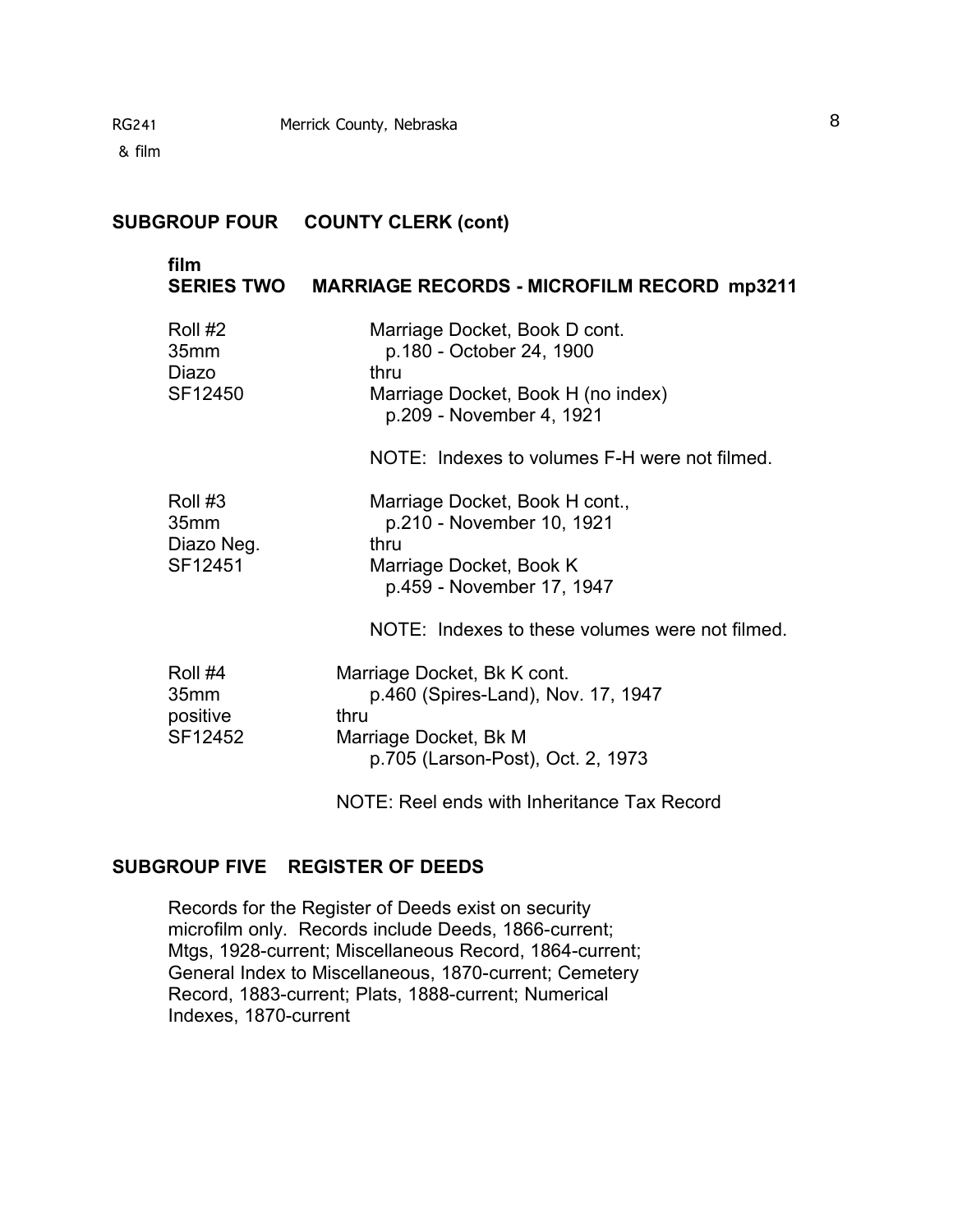## SUBGROUP FOUR COUNTY CLERK (cont)

### film
### SERIES TWO MARRIAGE RECORDS - MICROFILM RECORD mp3211

| | |
|---|---|
| Roll #2<br>35mm<br>Diazo<br>SF12450 | Marriage Docket, Book D cont.<br>p.180 - October 24, 1900<br>thru<br>Marriage Docket, Book H (no index)<br>p.209 - November 4, 1921<br><br>NOTE: Indexes to volumes F-H were not filmed. |
| Roll #3<br>35mm<br>Diazo Neg.<br>SF12451 | Marriage Docket, Book H cont.,<br>p.210 - November 10, 1921<br>thru<br>Marriage Docket, Book K<br>p.459 - November 17, 1947<br><br>NOTE: Indexes to these volumes were not filmed. |
| Roll #4<br>35mm<br>positive<br>SF12452 | Marriage Docket, Bk K cont.<br>p.460 (Spires-Land), Nov. 17, 1947<br>thru<br>Marriage Docket, Bk M<br>p.705 (Larson-Post), Oct. 2, 1973<br><br>NOTE: Reel ends with Inheritance Tax Record |

## SUBGROUP FIVE REGISTER OF DEEDS

Records for the Register of Deeds exist on security microfilm only. Records include Deeds, 1866-current; Mtgs, 1928-current; Miscellaneous Record, 1864-current; General Index to Miscellaneous, 1870-current; Cemetery Record, 1883-current; Plats, 1888-current; Numerical Indexes, 1870-current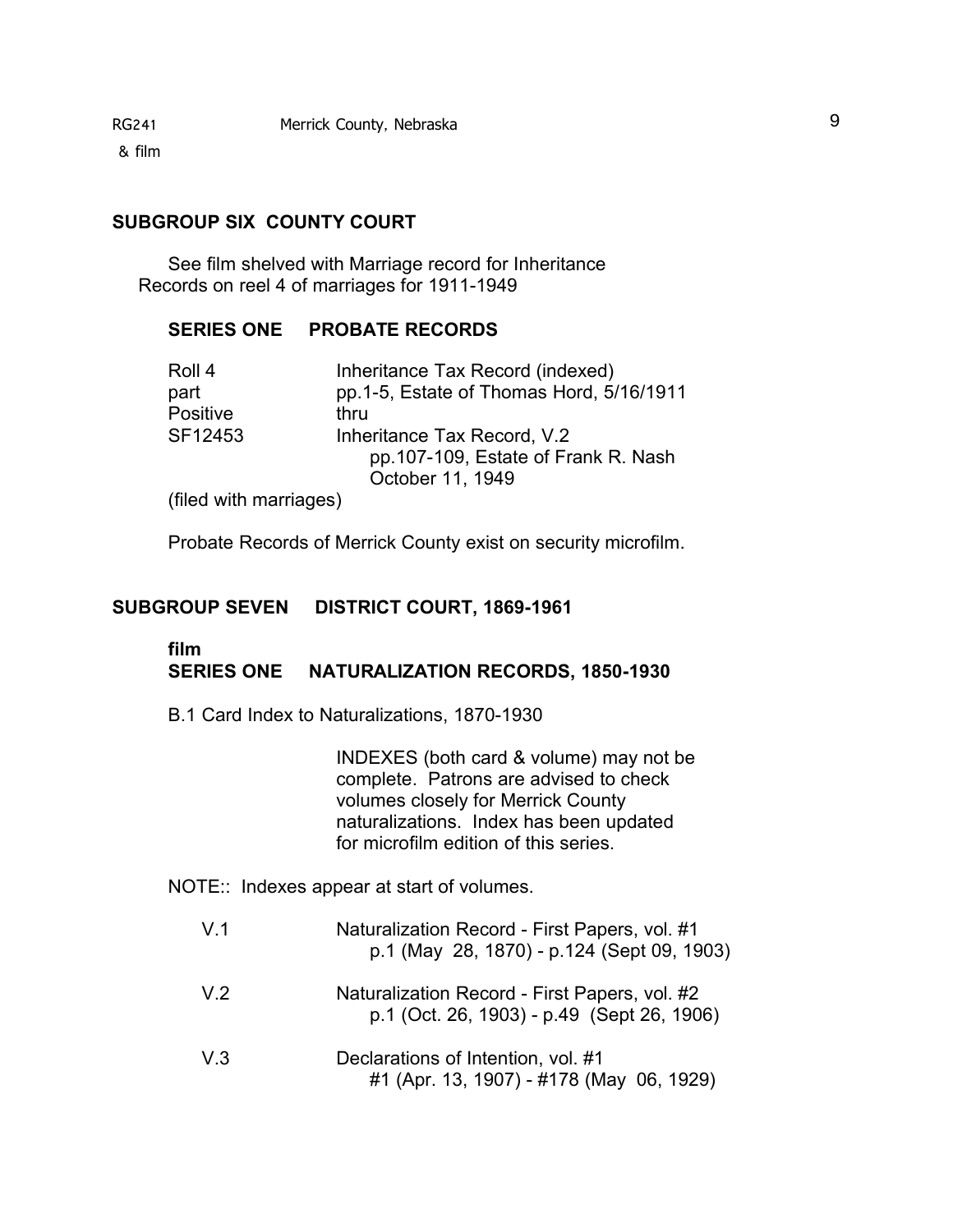## SUBGROUP SIX COUNTY COURT

See film shelved with Marriage record for Inheritance Records on reel 4 of marriages for 1911-1949

### SERIES ONE PROBATE RECORDS

| | |
|---|---|
| Roll 4 | Inheritance Tax Record (indexed) |
| part | pp.1-5, Estate of Thomas Hord, 5/16/1911 |
| Positive | thru |
| SF12453 | Inheritance Tax Record, V.2<br>pp.107-109, Estate of Frank R. Nash<br>October 11, 1949 |

(filed with marriages)

Probate Records of Merrick County exist on security microfilm.

## SUBGROUP SEVEN DISTRICT COURT, 1869-1961

**film**

### SERIES ONE NATURALIZATION RECORDS, 1850-1930

B.1 Card Index to Naturalizations, 1870-1930

INDEXES (both card & volume) may not be complete. Patrons are advised to check volumes closely for Merrick County naturalizations. Index has been updated for microfilm edition of this series.

NOTE:: Indexes appear at start of volumes.

| | |
|---|---|
| V.1 | Naturalization Record - First Papers, vol. #1<br>p.1 (May 28, 1870) - p.124 (Sept 09, 1903) |
| V.2 | Naturalization Record - First Papers, vol. #2<br>p.1 (Oct. 26, 1903) - p.49 (Sept 26, 1906) |
| V.3 | Declarations of Intention, vol. #1<br>#1 (Apr. 13, 1907) - #178 (May 06, 1929) |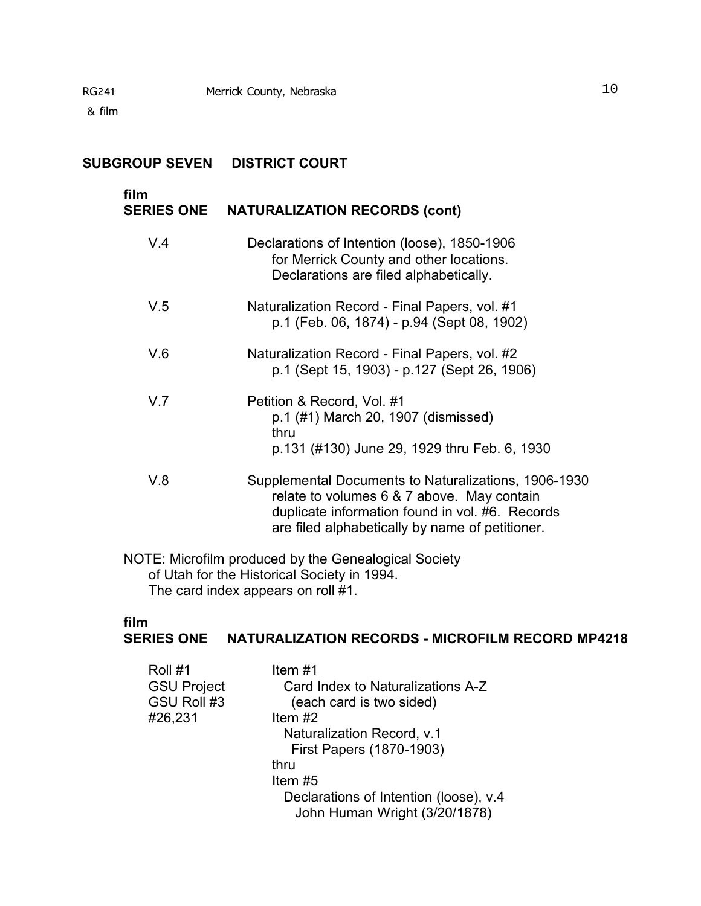## SUBGROUP SEVEN DISTRICT COURT

### film
### SERIES ONE NATURALIZATION RECORDS (cont)

| | |
|---|---|
| V.4 | Declarations of Intention (loose), 1850-1906 for Merrick County and other locations. Declarations are filed alphabetically. |
| V.5 | Naturalization Record - Final Papers, vol. #1 p.1 (Feb. 06, 1874) - p.94 (Sept 08, 1902) |
| V.6 | Naturalization Record - Final Papers, vol. #2 p.1 (Sept 15, 1903) - p.127 (Sept 26, 1906) |
| V.7 | Petition & Record, Vol. #1 p.1 (#1) March 20, 1907 (dismissed) thru p.131 (#130) June 29, 1929 thru Feb. 6, 1930 |
| V.8 | Supplemental Documents to Naturalizations, 1906-1930 relate to volumes 6 & 7 above. May contain duplicate information found in vol. #6. Records are filed alphabetically by name of petitioner. |

NOTE: Microfilm produced by the Genealogical Society of Utah for the Historical Society in 1994. The card index appears on roll #1.

### film
### SERIES ONE NATURALIZATION RECORDS - MICROFILM RECORD MP4218

| | |
|---|---|
| Roll #1<br>GSU Project<br>GSU Roll #3<br>#26,231 | Item #1<br>Card Index to Naturalizations A-Z<br>(each card is two sided)<br>Item #2<br>Naturalization Record, v.1<br>First Papers (1870-1903)<br>thru<br>Item #5<br>Declarations of Intention (loose), v.4<br>John Human Wright (3/20/1878) |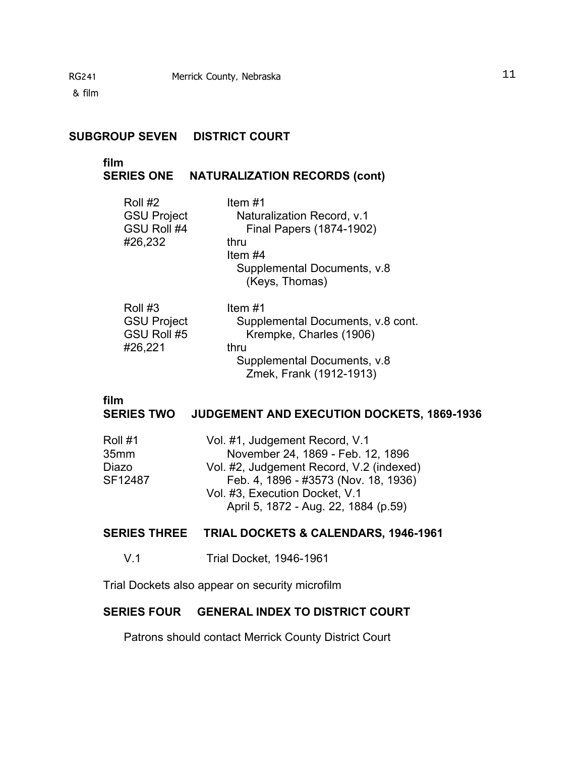## SUBGROUP SEVEN DISTRICT COURT

film
### SERIES ONE NATURALIZATION RECORDS (cont)

| | |
|---|---|
| Roll #2<br>GSU Project<br>GSU Roll #4<br>#26,232 | Item #1<br>Naturalization Record, v.1<br>Final Papers (1874-1902)<br>thru<br>Item #4<br>Supplemental Documents, v.8<br>(Keys, Thomas) |
| Roll #3<br>GSU Project<br>GSU Roll #5<br>#26,221 | Item #1<br>Supplemental Documents, v.8 cont.<br>Krempke, Charles (1906)<br>thru<br>Supplemental Documents, v.8<br>Zmek, Frank (1912-1913) |

film
### SERIES TWO JUDGEMENT AND EXECUTION DOCKETS, 1869-1936

| | |
|---|---|
| Roll #1<br>35mm<br>Diazo<br>SF12487 | Vol. #1, Judgement Record, V.1<br>November 24, 1869 - Feb. 12, 1896<br>Vol. #2, Judgement Record, V.2 (indexed)<br>Feb. 4, 1896 - #3573 (Nov. 18, 1936)<br>Vol. #3, Execution Docket, V.1<br>April 5, 1872 - Aug. 22, 1884 (p.59) |

### SERIES THREE TRIAL DOCKETS & CALENDARS, 1946-1961

V.1 Trial Docket, 1946-1961

Trial Dockets also appear on security microfilm

### SERIES FOUR GENERAL INDEX TO DISTRICT COURT

Patrons should contact Merrick County District Court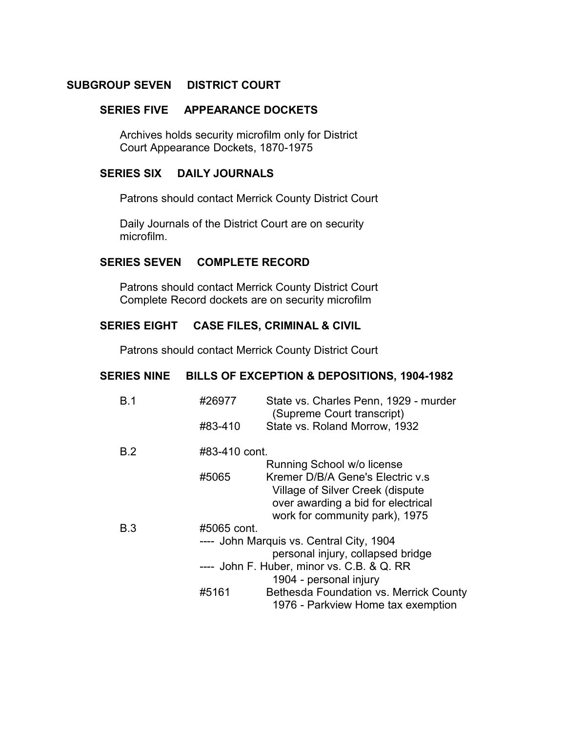## SUBGROUP SEVEN DISTRICT COURT

### SERIES FIVE APPEARANCE DOCKETS

Archives holds security microfilm only for District Court Appearance Dockets, 1870-1975

### SERIES SIX DAILY JOURNALS

Patrons should contact Merrick County District Court

Daily Journals of the District Court are on security microfilm.

### SERIES SEVEN COMPLETE RECORD

Patrons should contact Merrick County District Court
Complete Record dockets are on security microfilm

### SERIES EIGHT CASE FILES, CRIMINAL & CIVIL

Patrons should contact Merrick County District Court

### SERIES NINE BILLS OF EXCEPTION & DEPOSITIONS, 1904-1982

| Box | Case No. | Description |
|---|---|---|
| B.1 | #26977 | State vs. Charles Penn, 1929 - murder (Supreme Court transcript) |
| | #83-410 | State vs. Roland Morrow, 1932 |
| B.2 | #83-410 cont. | Running School w/o license |
| | #5065 | Kremer D/B/A Gene's Electric v.s Village of Silver Creek (dispute over awarding a bid for electrical work for community park), 1975 |
| B.3 | #5065 cont. | |
| | ---- | John Marquis vs. Central City, 1904 personal injury, collapsed bridge |
| | ---- | John F. Huber, minor vs. C.B. & Q. RR 1904 - personal injury |
| | #5161 | Bethesda Foundation vs. Merrick County 1976 - Parkview Home tax exemption |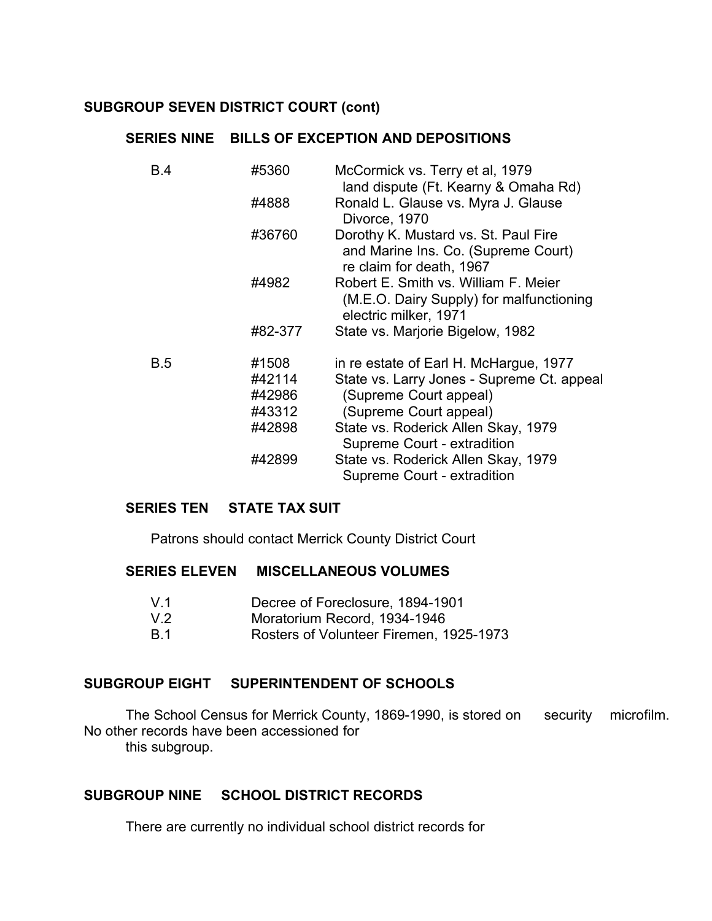## SUBGROUP SEVEN DISTRICT COURT (cont)

### SERIES NINE BILLS OF EXCEPTION AND DEPOSITIONS

| | | |
|---|---|---|
| B.4 | #5360 | McCormick vs. Terry et al, 1979 land dispute (Ft. Kearny & Omaha Rd) |
| | #4888 | Ronald L. Glause vs. Myra J. Glause Divorce, 1970 |
| | #36760 | Dorothy K. Mustard vs. St. Paul Fire and Marine Ins. Co. (Supreme Court) re claim for death, 1967 |
| | #4982 | Robert E. Smith vs. William F. Meier (M.E.O. Dairy Supply) for malfunctioning electric milker, 1971 |
| | #82-377 | State vs. Marjorie Bigelow, 1982 |
| B.5 | #1508 | in re estate of Earl H. McHargue, 1977 |
| | #42114 | State vs. Larry Jones - Supreme Ct. appeal |
| | #42986 | (Supreme Court appeal) |
| | #43312 | (Supreme Court appeal) |
| | #42898 | State vs. Roderick Allen Skay, 1979 Supreme Court - extradition |
| | #42899 | State vs. Roderick Allen Skay, 1979 Supreme Court - extradition |

### SERIES TEN STATE TAX SUIT

Patrons should contact Merrick County District Court

### SERIES ELEVEN MISCELLANEOUS VOLUMES

| | |
|---|---|
| V.1 | Decree of Foreclosure, 1894-1901 |
| V.2 | Moratorium Record, 1934-1946 |
| B.1 | Rosters of Volunteer Firemen, 1925-1973 |

## SUBGROUP EIGHT SUPERINTENDENT OF SCHOOLS

The School Census for Merrick County, 1869-1990, is stored on security microfilm. No other records have been accessioned for this subgroup.

## SUBGROUP NINE SCHOOL DISTRICT RECORDS

There are currently no individual school district records for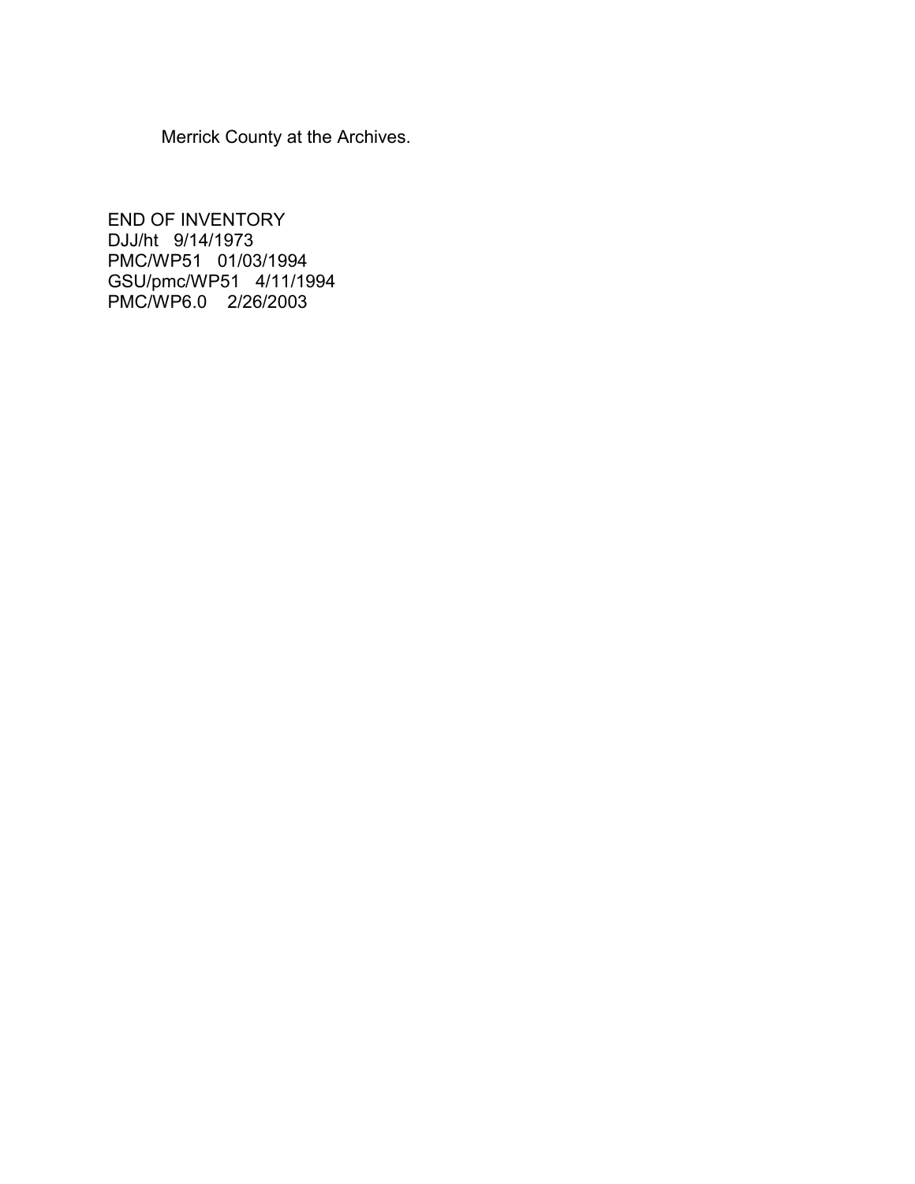Merrick County at the Archives.

END OF INVENTORY
DJJ/ht 9/14/1973
PMC/WP51 01/03/1994
GSU/pmc/WP51 4/11/1994
PMC/WP6.0 2/26/2003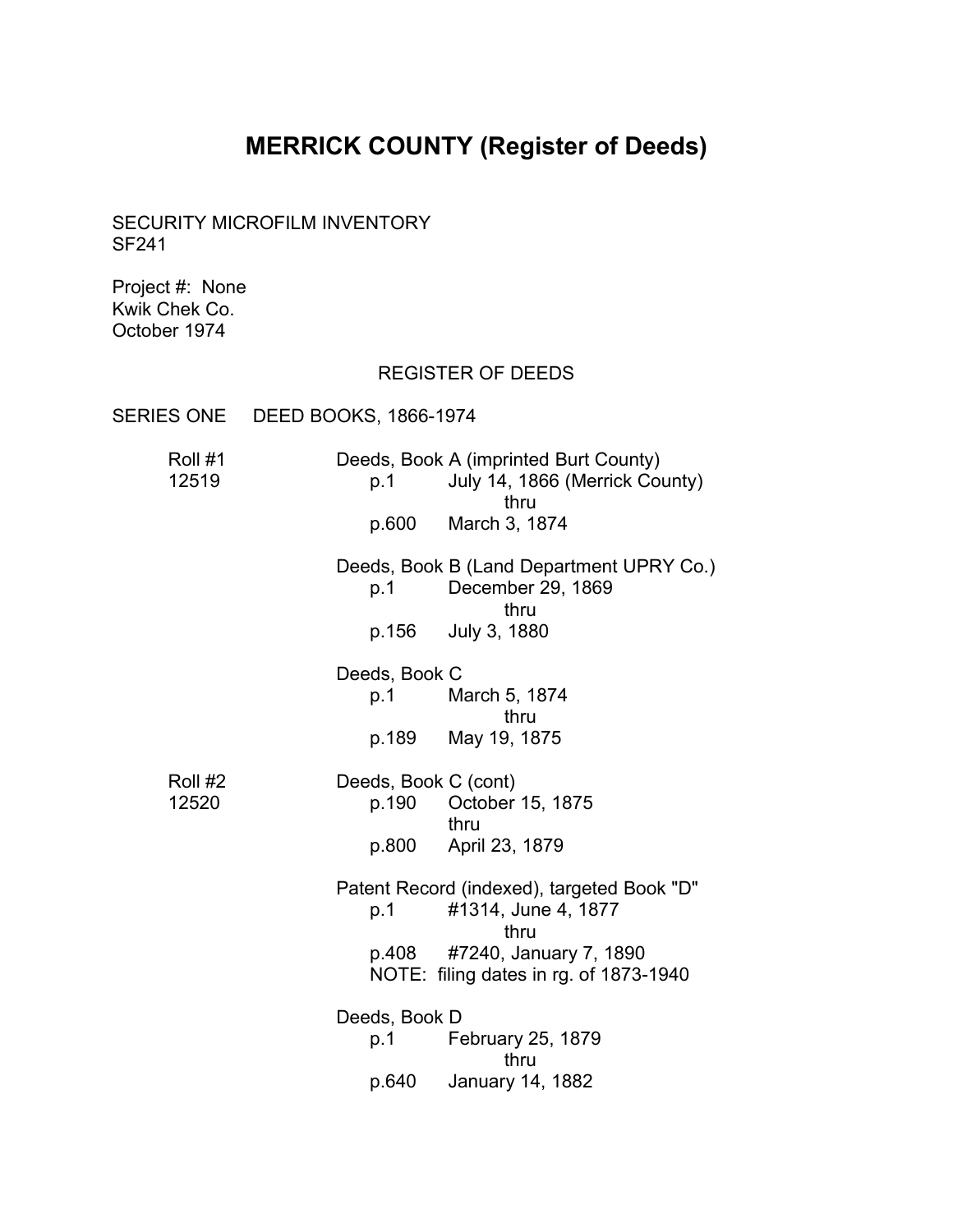# MERRICK COUNTY (Register of Deeds)

SECURITY MICROFILM INVENTORY
SF241

Project #: None
Kwik Chek Co.
October 1974

REGISTER OF DEEDS

SERIES ONE DEED BOOKS, 1866-1974

Roll #1
12519

Deeds, Book A (imprinted Burt County)
p.1 July 14, 1866 (Merrick County)
thru
p.600 March 3, 1874

Deeds, Book B (Land Department UPRY Co.)
p.1 December 29, 1869
thru
p.156 July 3, 1880

Deeds, Book C
p.1 March 5, 1874
thru
p.189 May 19, 1875

Roll #2
12520

Deeds, Book C (cont)
p.190 October 15, 1875
thru
p.800 April 23, 1879

Patent Record (indexed), targeted Book "D"
p.1 #1314, June 4, 1877
thru
p.408 #7240, January 7, 1890
NOTE: filing dates in rg. of 1873-1940

Deeds, Book D
p.1 February 25, 1879
thru
p.640 January 14, 1882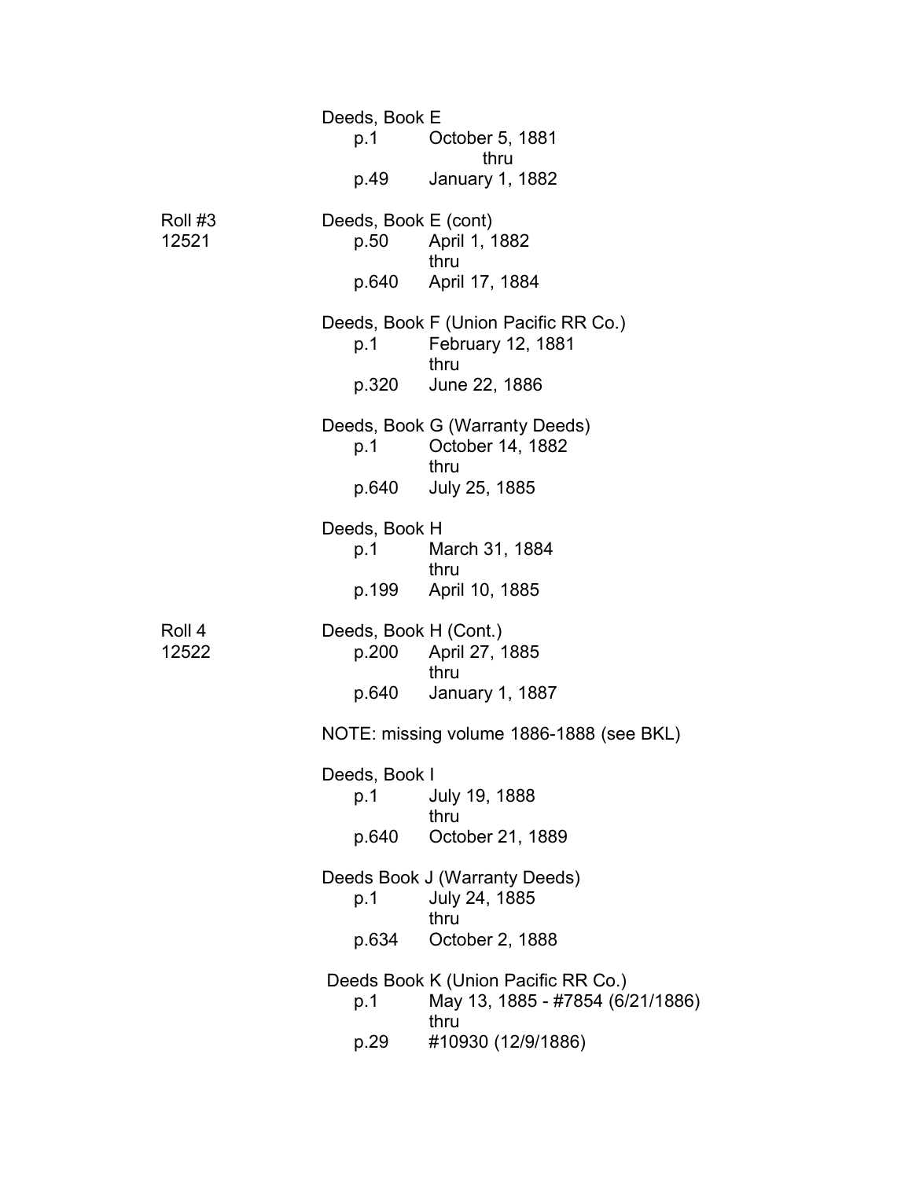Deeds, Book E
p.1 October 5, 1881
thru
p.49 January 1, 1882

Roll #3
12521

Deeds, Book E (cont)
p.50 April 1, 1882
thru
p.640 April 17, 1884

Deeds, Book F (Union Pacific RR Co.)
p.1 February 12, 1881
thru
p.320 June 22, 1886

Deeds, Book G (Warranty Deeds)
p.1 October 14, 1882
thru
p.640 July 25, 1885

Deeds, Book H
p.1 March 31, 1884
thru
p.199 April 10, 1885

Roll 4
12522

Deeds, Book H (Cont.)
p.200 April 27, 1885
thru
p.640 January 1, 1887

NOTE: missing volume 1886-1888 (see BKL)

Deeds, Book I
p.1 July 19, 1888
thru
p.640 October 21, 1889

Deeds Book J (Warranty Deeds)
p.1 July 24, 1885
thru
p.634 October 2, 1888

Deeds Book K (Union Pacific RR Co.)
p.1 May 13, 1885 - #7854 (6/21/1886)
thru
p.29 #10930 (12/9/1886)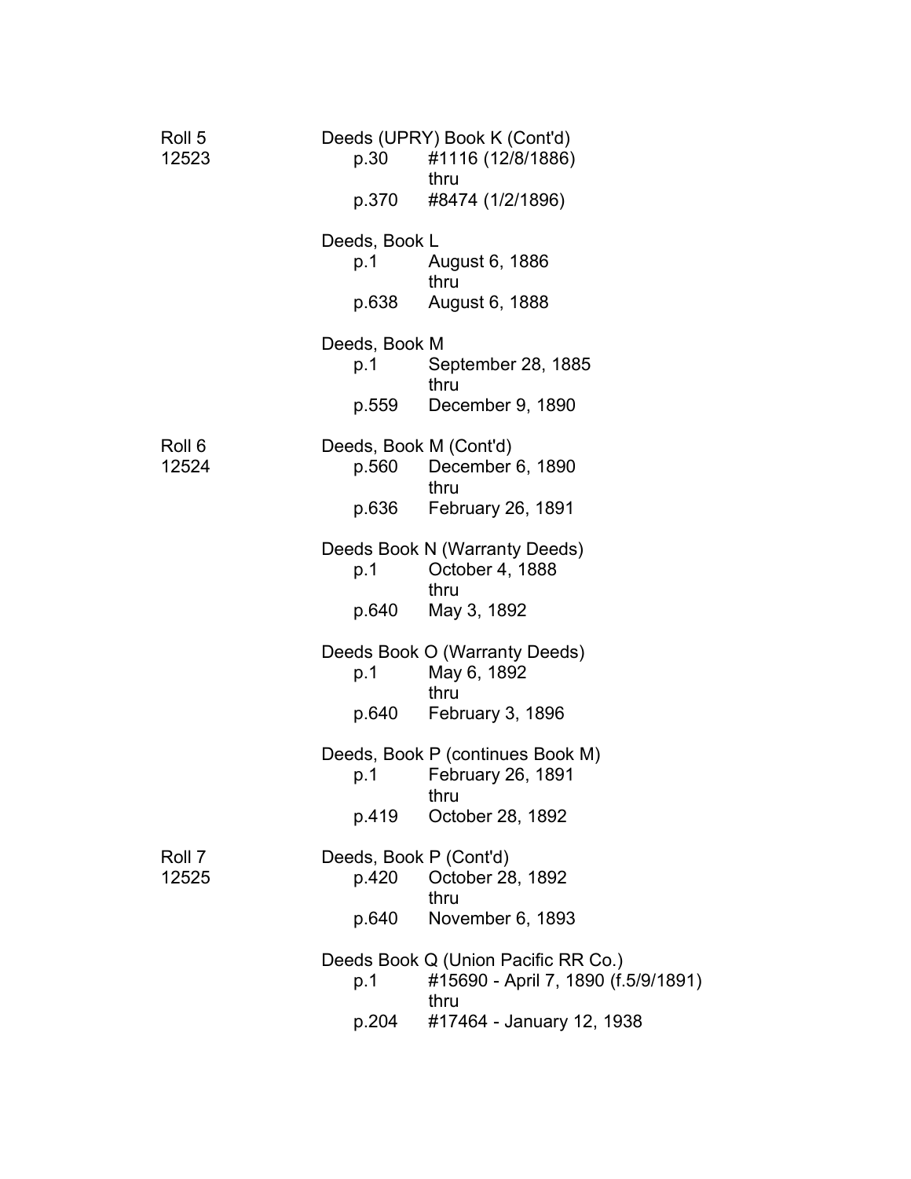Roll 5
12523

Deeds (UPRY) Book K (Cont'd)
p.30 #1116 (12/8/1886)
thru
p.370 #8474 (1/2/1896)

Deeds, Book L
p.1 August 6, 1886
thru
p.638 August 6, 1888

Deeds, Book M
p.1 September 28, 1885
thru
p.559 December 9, 1890

Roll 6
12524

Deeds, Book M (Cont'd)
p.560 December 6, 1890
thru
p.636 February 26, 1891

Deeds Book N (Warranty Deeds)
p.1 October 4, 1888
thru
p.640 May 3, 1892

Deeds Book O (Warranty Deeds)
p.1 May 6, 1892
thru
p.640 February 3, 1896

Deeds, Book P (continues Book M)
p.1 February 26, 1891
thru
p.419 October 28, 1892

Roll 7
12525

Deeds, Book P (Cont'd)
p.420 October 28, 1892
thru
p.640 November 6, 1893

Deeds Book Q (Union Pacific RR Co.)
p.1 #15690 - April 7, 1890 (f.5/9/1891)
thru
p.204 #17464 - January 12, 1938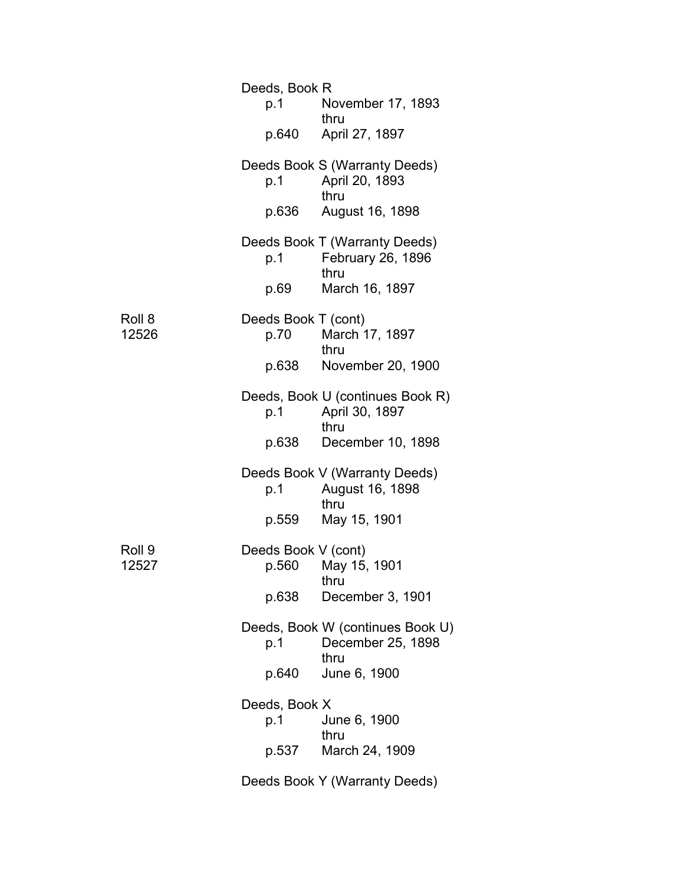Deeds, Book R

| | | |
|---|---|---|
| | p.1 | November 17, 1893 |
| | | thru |
| | p.640 | April 27, 1897 |

Deeds Book S (Warranty Deeds)

| | | |
|---|---|---|
| | p.1 | April 20, 1893 |
| | | thru |
| | p.636 | August 16, 1898 |

Deeds Book T (Warranty Deeds)

| | | |
|---|---|---|
| | p.1 | February 26, 1896 |
| | | thru |
| | p.69 | March 16, 1897 |

Roll 8
12526

Deeds Book T (cont)

| | | |
|---|---|---|
| | p.70 | March 17, 1897 |
| | | thru |
| | p.638 | November 20, 1900 |

Deeds, Book U (continues Book R)

| | | |
|---|---|---|
| | p.1 | April 30, 1897 |
| | | thru |
| | p.638 | December 10, 1898 |

Deeds Book V (Warranty Deeds)

| | | |
|---|---|---|
| | p.1 | August 16, 1898 |
| | | thru |
| | p.559 | May 15, 1901 |

Roll 9
12527

Deeds Book V (cont)

| | | |
|---|---|---|
| | p.560 | May 15, 1901 |
| | | thru |
| | p.638 | December 3, 1901 |

Deeds, Book W (continues Book U)

| | | |
|---|---|---|
| | p.1 | December 25, 1898 |
| | | thru |
| | p.640 | June 6, 1900 |

Deeds, Book X

| | | |
|---|---|---|
| | p.1 | June 6, 1900 |
| | | thru |
| | p.537 | March 24, 1909 |

Deeds Book Y (Warranty Deeds)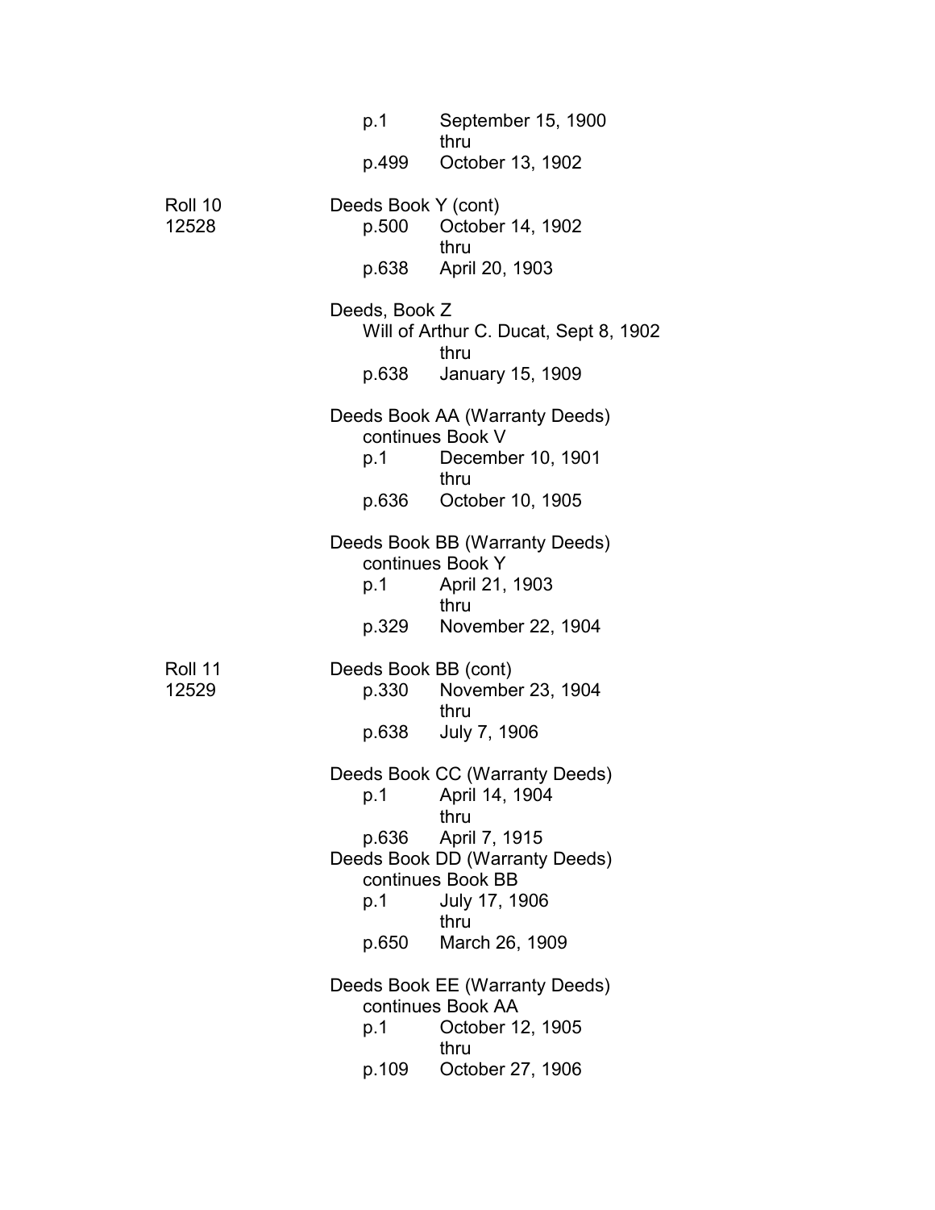| | | |
|---|---|---|
| | p.1 | September 15, 1900 |
| | | thru |
| | p.499 | October 13, 1902 |
| Roll 10 | Deeds Book Y (cont) | |
| 12528 | p.500 | October 14, 1902 |
| | | thru |
| | p.638 | April 20, 1903 |
| | Deeds, Book Z | |
| | Will of Arthur C. Ducat, Sept 8, 1902 | |
| | | thru |
| | p.638 | January 15, 1909 |
| | Deeds Book AA (Warranty Deeds) | |
| | continues Book V | |
| | p.1 | December 10, 1901 |
| | | thru |
| | p.636 | October 10, 1905 |
| | Deeds Book BB (Warranty Deeds) | |
| | continues Book Y | |
| | p.1 | April 21, 1903 |
| | | thru |
| | p.329 | November 22, 1904 |
| Roll 11 | Deeds Book BB (cont) | |
| 12529 | p.330 | November 23, 1904 |
| | | thru |
| | p.638 | July 7, 1906 |
| | Deeds Book CC (Warranty Deeds) | |
| | p.1 | April 14, 1904 |
| | | thru |
| | p.636 | April 7, 1915 |
| | Deeds Book DD (Warranty Deeds) | |
| | continues Book BB | |
| | p.1 | July 17, 1906 |
| | | thru |
| | p.650 | March 26, 1909 |
| | Deeds Book EE (Warranty Deeds) | |
| | continues Book AA | |
| | p.1 | October 12, 1905 |
| | | thru |
| | p.109 | October 27, 1906 |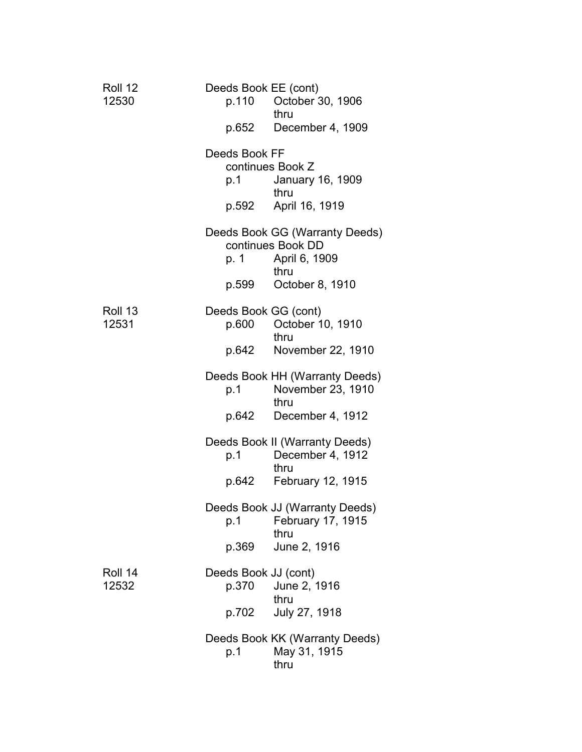Roll 12
12530

Deeds Book EE (cont)
p.110 October 30, 1906
thru
p.652 December 4, 1909

Deeds Book FF
continues Book Z
p.1 January 16, 1909
thru
p.592 April 16, 1919

Deeds Book GG (Warranty Deeds)
continues Book DD
p. 1 April 6, 1909
thru
p.599 October 8, 1910

Roll 13
12531

Deeds Book GG (cont)
p.600 October 10, 1910
thru
p.642 November 22, 1910

Deeds Book HH (Warranty Deeds)
p.1 November 23, 1910
thru
p.642 December 4, 1912

Deeds Book II (Warranty Deeds)
p.1 December 4, 1912
thru
p.642 February 12, 1915

Deeds Book JJ (Warranty Deeds)
p.1 February 17, 1915
thru
p.369 June 2, 1916

Roll 14
12532

Deeds Book JJ (cont)
p.370 June 2, 1916
thru
p.702 July 27, 1918

Deeds Book KK (Warranty Deeds)
p.1 May 31, 1915
thru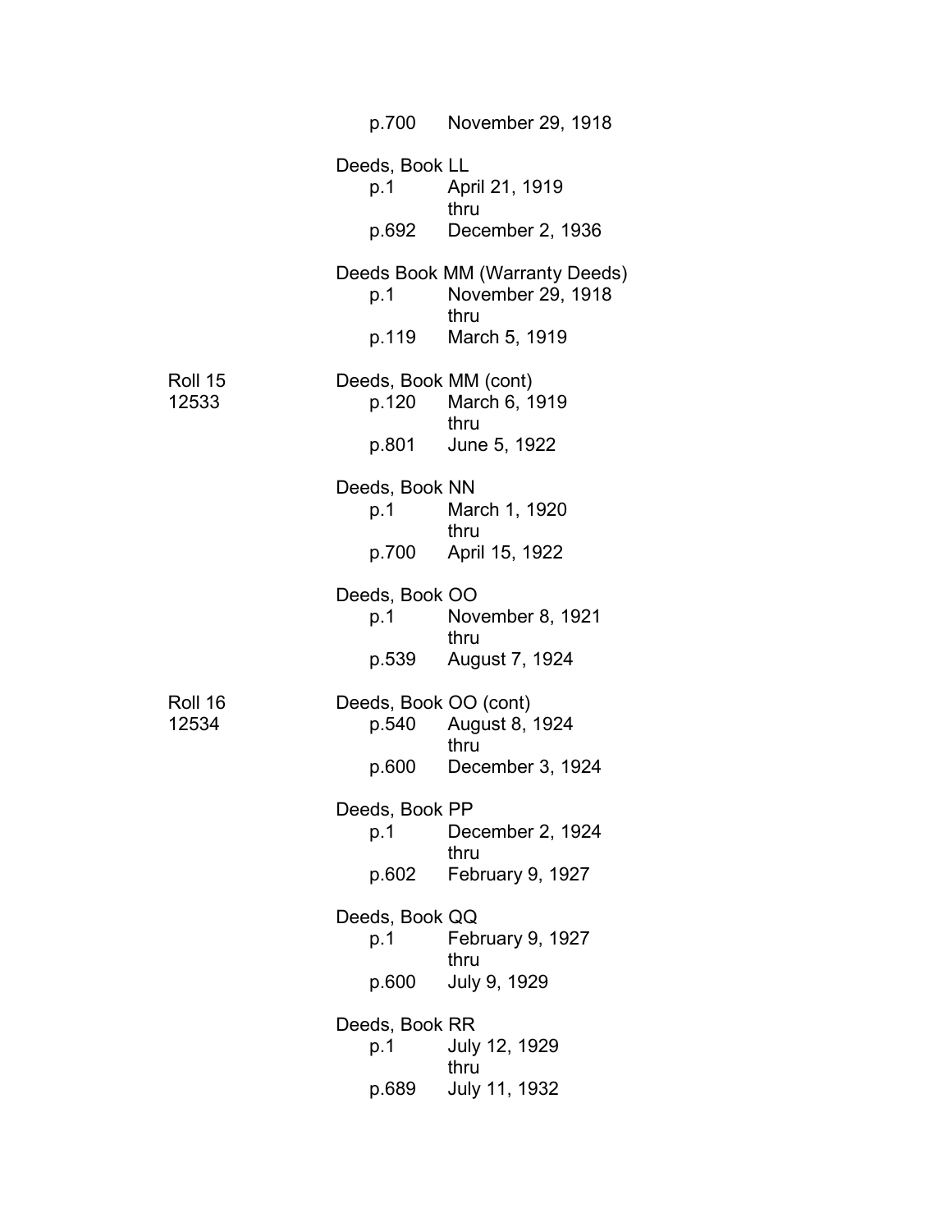p.700 November 29, 1918

Deeds, Book LL
p.1 April 21, 1919
thru
p.692 December 2, 1936

Deeds Book MM (Warranty Deeds)
p.1 November 29, 1918
thru
p.119 March 5, 1919

Roll 15
12533

Deeds, Book MM (cont)
p.120 March 6, 1919
thru
p.801 June 5, 1922

Deeds, Book NN
p.1 March 1, 1920
thru
p.700 April 15, 1922

Deeds, Book OO
p.1 November 8, 1921
thru
p.539 August 7, 1924

Roll 16
12534

Deeds, Book OO (cont)
p.540 August 8, 1924
thru
p.600 December 3, 1924

Deeds, Book PP
p.1 December 2, 1924
thru
p.602 February 9, 1927

Deeds, Book QQ
p.1 February 9, 1927
thru
p.600 July 9, 1929

Deeds, Book RR
p.1 July 12, 1929
thru
p.689 July 11, 1932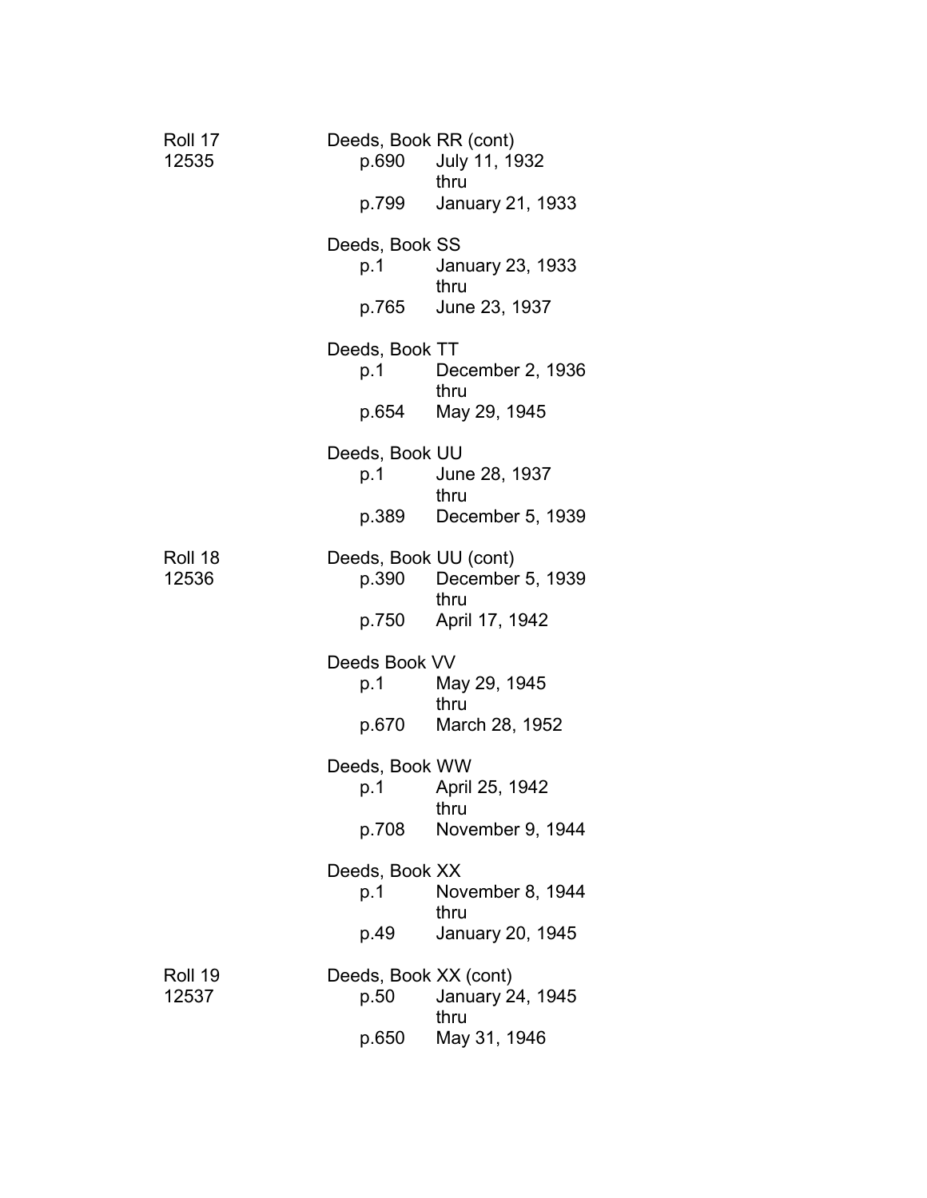| Roll | Record | Page | Date |
|---|---|---|---|
| Roll 17<br>12535 | Deeds, Book RR (cont) | p.690 | July 11, 1932 |
| | | | thru |
| | | p.799 | January 21, 1933 |
| | Deeds, Book SS | p.1 | January 23, 1933 |
| | | | thru |
| | | p.765 | June 23, 1937 |
| | Deeds, Book TT | p.1 | December 2, 1936 |
| | | | thru |
| | | p.654 | May 29, 1945 |
| | Deeds, Book UU | p.1 | June 28, 1937 |
| | | | thru |
| | | p.389 | December 5, 1939 |
| Roll 18<br>12536 | Deeds, Book UU (cont) | p.390 | December 5, 1939 |
| | | | thru |
| | | p.750 | April 17, 1942 |
| | Deeds Book VV | p.1 | May 29, 1945 |
| | | | thru |
| | | p.670 | March 28, 1952 |
| | Deeds, Book WW | p.1 | April 25, 1942 |
| | | | thru |
| | | p.708 | November 9, 1944 |
| | Deeds, Book XX | p.1 | November 8, 1944 |
| | | | thru |
| | | p.49 | January 20, 1945 |
| Roll 19<br>12537 | Deeds, Book XX (cont) | p.50 | January 24, 1945 |
| | | | thru |
| | | p.650 | May 31, 1946 |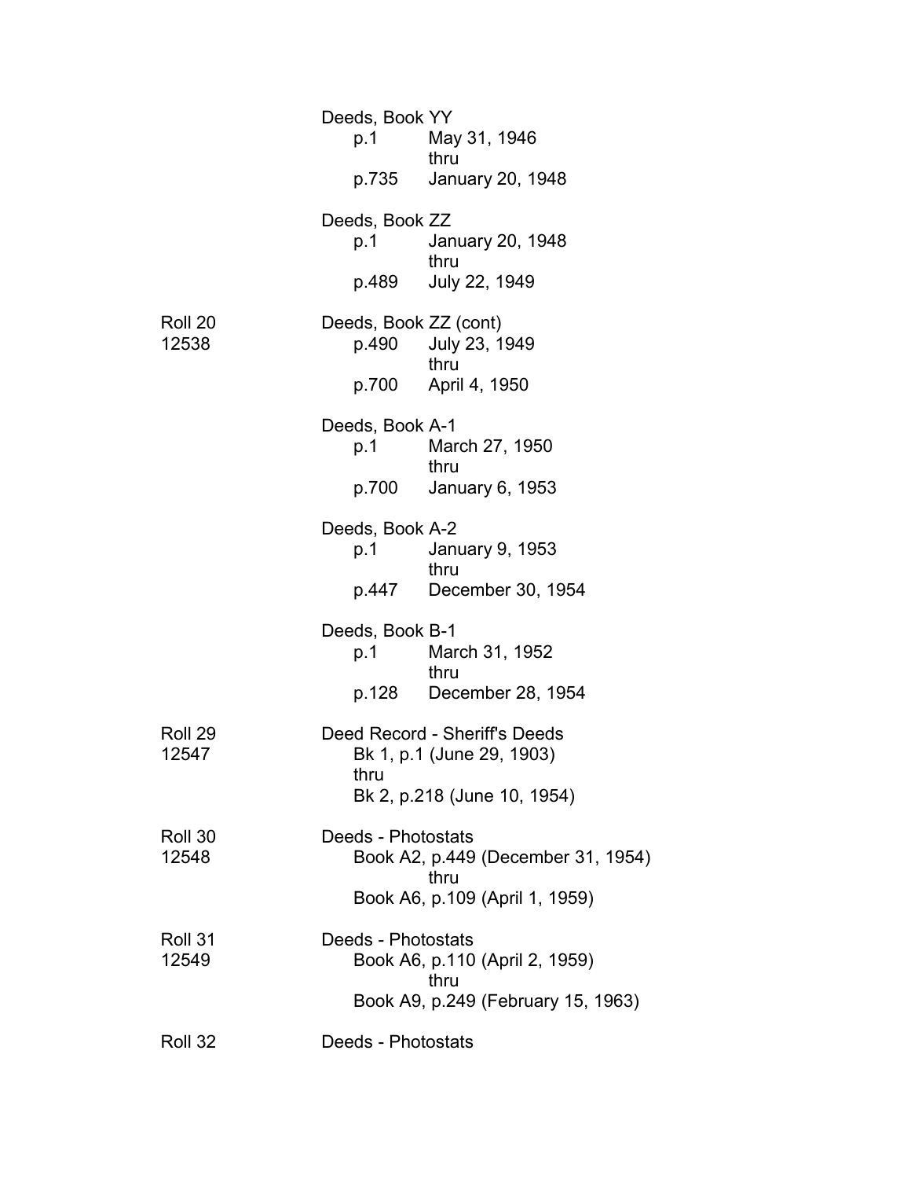| | |
|---|---|
| | Deeds, Book YY<br>p.1 May 31, 1946<br>thru<br>p.735 January 20, 1948 |
| | Deeds, Book ZZ<br>p.1 January 20, 1948<br>thru<br>p.489 July 22, 1949 |
| Roll 20<br>12538 | Deeds, Book ZZ (cont)<br>p.490 July 23, 1949<br>thru<br>p.700 April 4, 1950 |
| | Deeds, Book A-1<br>p.1 March 27, 1950<br>thru<br>p.700 January 6, 1953 |
| | Deeds, Book A-2<br>p.1 January 9, 1953<br>thru<br>p.447 December 30, 1954 |
| | Deeds, Book B-1<br>p.1 March 31, 1952<br>thru<br>p.128 December 28, 1954 |
| Roll 29<br>12547 | Deed Record - Sheriff's Deeds<br>Bk 1, p.1 (June 29, 1903)<br>thru<br>Bk 2, p.218 (June 10, 1954) |
| Roll 30<br>12548 | Deeds - Photostats<br>Book A2, p.449 (December 31, 1954)<br>thru<br>Book A6, p.109 (April 1, 1959) |
| Roll 31<br>12549 | Deeds - Photostats<br>Book A6, p.110 (April 2, 1959)<br>thru<br>Book A9, p.249 (February 15, 1963) |
| Roll 32 | Deeds - Photostats |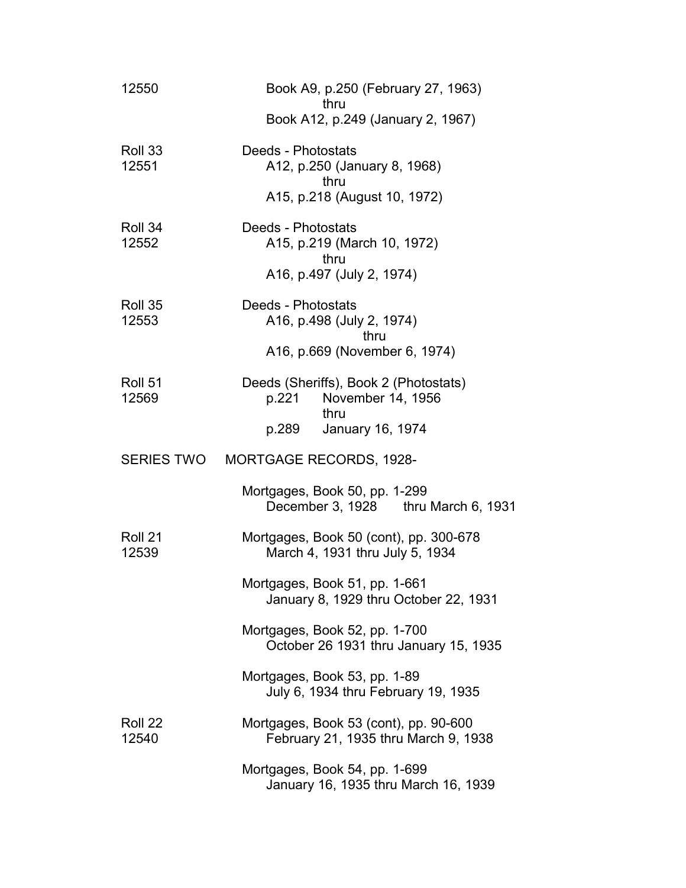| | |
|---|---|
| 12550 | Book A9, p.250 (February 27, 1963)<br>thru<br>Book A12, p.249 (January 2, 1967) |
| Roll 33<br>12551 | Deeds - Photostats<br>A12, p.250 (January 8, 1968)<br>thru<br>A15, p.218 (August 10, 1972) |
| Roll 34<br>12552 | Deeds - Photostats<br>A15, p.219 (March 10, 1972)<br>thru<br>A16, p.497 (July 2, 1974) |
| Roll 35<br>12553 | Deeds - Photostats<br>A16, p.498 (July 2, 1974)<br>thru<br>A16, p.669 (November 6, 1974) |
| Roll 51<br>12569 | Deeds (Sheriffs), Book 2 (Photostats)<br>p.221 November 14, 1956<br>thru<br>p.289 January 16, 1974 |

## SERIES TWO MORTGAGE RECORDS, 1928-

| | |
|---|---|
| | Mortgages, Book 50, pp. 1-299<br>December 3, 1928 thru March 6, 1931 |
| Roll 21<br>12539 | Mortgages, Book 50 (cont), pp. 300-678<br>March 4, 1931 thru July 5, 1934 |
| | Mortgages, Book 51, pp. 1-661<br>January 8, 1929 thru October 22, 1931 |
| | Mortgages, Book 52, pp. 1-700<br>October 26 1931 thru January 15, 1935 |
| | Mortgages, Book 53, pp. 1-89<br>July 6, 1934 thru February 19, 1935 |
| Roll 22<br>12540 | Mortgages, Book 53 (cont), pp. 90-600<br>February 21, 1935 thru March 9, 1938 |
| | Mortgages, Book 54, pp. 1-699<br>January 16, 1935 thru March 16, 1939 |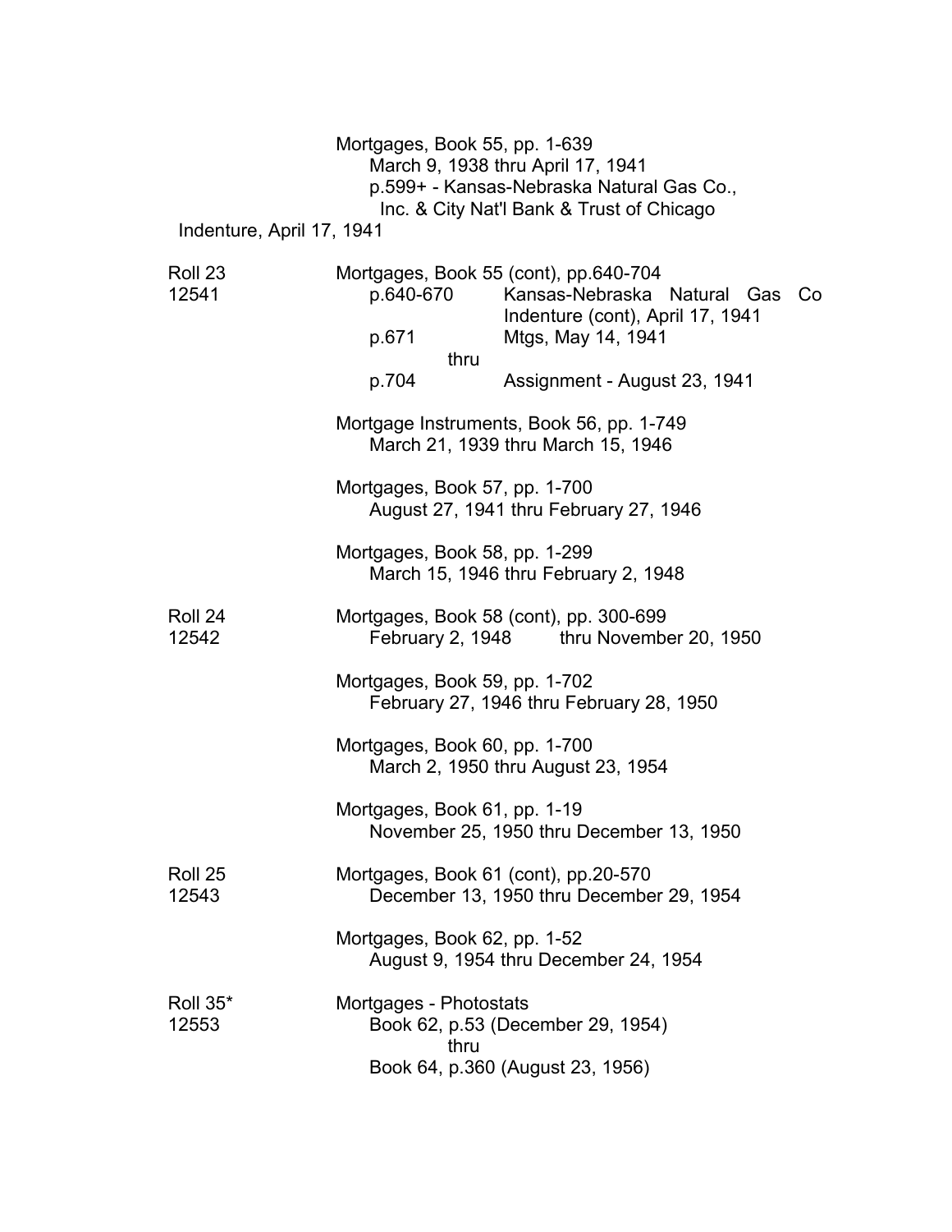Mortgages, Book 55, pp. 1-639
March 9, 1938 thru April 17, 1941
p.599+ - Kansas-Nebraska Natural Gas Co., Inc. & City Nat'l Bank & Trust of Chicago
Indenture, April 17, 1941

| Roll | Contents |
|---|---|
| Roll 23<br>12541 | Mortgages, Book 55 (cont), pp.640-704<br>p.640-670 Kansas-Nebraska Natural Gas Co Indenture (cont), April 17, 1941<br>p.671 Mtgs, May 14, 1941<br>thru<br>p.704 Assignment - August 23, 1941 |
| | Mortgage Instruments, Book 56, pp. 1-749<br>March 21, 1939 thru March 15, 1946 |
| | Mortgages, Book 57, pp. 1-700<br>August 27, 1941 thru February 27, 1946 |
| | Mortgages, Book 58, pp. 1-299<br>March 15, 1946 thru February 2, 1948 |
| Roll 24<br>12542 | Mortgages, Book 58 (cont), pp. 300-699<br>February 2, 1948 thru November 20, 1950 |
| | Mortgages, Book 59, pp. 1-702<br>February 27, 1946 thru February 28, 1950 |
| | Mortgages, Book 60, pp. 1-700<br>March 2, 1950 thru August 23, 1954 |
| | Mortgages, Book 61, pp. 1-19<br>November 25, 1950 thru December 13, 1950 |
| Roll 25<br>12543 | Mortgages, Book 61 (cont), pp.20-570<br>December 13, 1950 thru December 29, 1954 |
| | Mortgages, Book 62, pp. 1-52<br>August 9, 1954 thru December 24, 1954 |
| Roll 35*<br>12553 | Mortgages - Photostats<br>Book 62, p.53 (December 29, 1954)<br>thru<br>Book 64, p.360 (August 23, 1956) |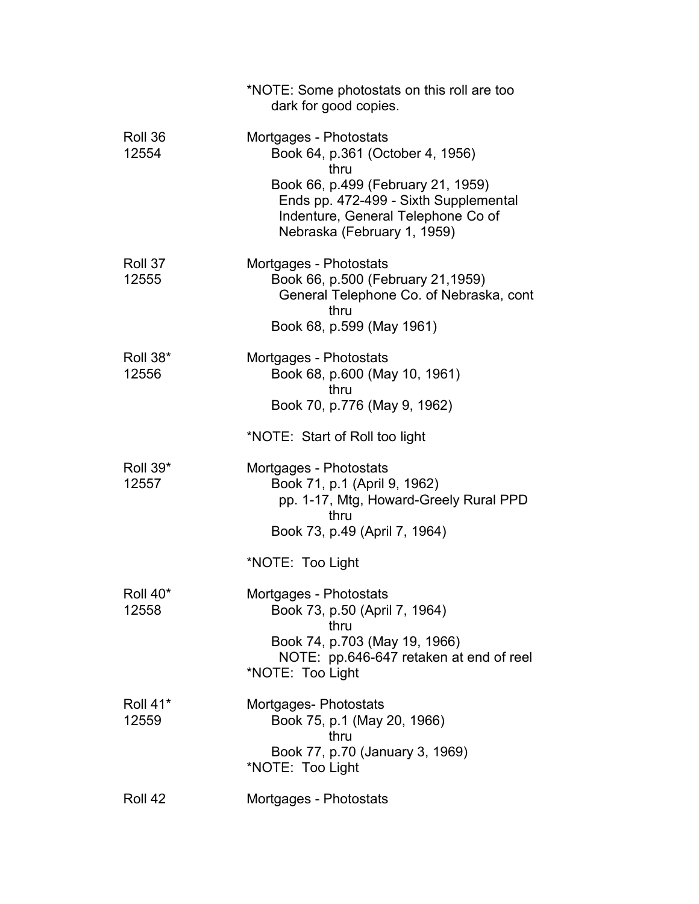*NOTE: Some photostats on this roll are too dark for good copies.

| | |
|---|---|
| Roll 36<br>12554 | Mortgages - Photostats<br>Book 64, p.361 (October 4, 1956)<br>thru<br>Book 66, p.499 (February 21, 1959)<br>Ends pp. 472-499 - Sixth Supplemental Indenture, General Telephone Co of Nebraska (February 1, 1959) |
| Roll 37<br>12555 | Mortgages - Photostats<br>Book 66, p.500 (February 21,1959)<br>General Telephone Co. of Nebraska, cont<br>thru<br>Book 68, p.599 (May 1961) |
| Roll 38*<br>12556 | Mortgages - Photostats<br>Book 68, p.600 (May 10, 1961)<br>thru<br>Book 70, p.776 (May 9, 1962)<br><br>*NOTE: Start of Roll too light |
| Roll 39*<br>12557 | Mortgages - Photostats<br>Book 71, p.1 (April 9, 1962)<br>pp. 1-17, Mtg, Howard-Greely Rural PPD<br>thru<br>Book 73, p.49 (April 7, 1964)<br><br>*NOTE: Too Light |
| Roll 40*<br>12558 | Mortgages - Photostats<br>Book 73, p.50 (April 7, 1964)<br>thru<br>Book 74, p.703 (May 19, 1966)<br>NOTE: pp.646-647 retaken at end of reel<br>*NOTE: Too Light |
| Roll 41*<br>12559 | Mortgages- Photostats<br>Book 75, p.1 (May 20, 1966)<br>thru<br>Book 77, p.70 (January 3, 1969)<br>*NOTE: Too Light |
| Roll 42 | Mortgages - Photostats |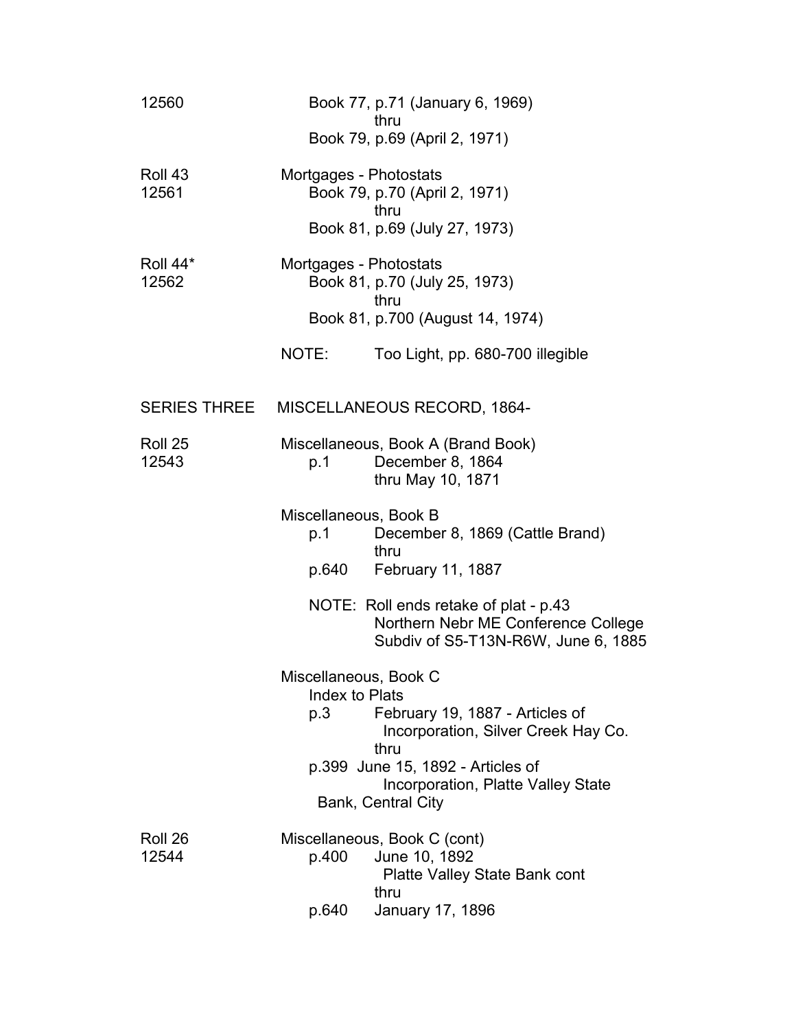12560 Book 77, p.71 (January 6, 1969)
thru
Book 79, p.69 (April 2, 1971)

Roll 43
12561
Mortgages - Photostats
Book 79, p.70 (April 2, 1971)
thru
Book 81, p.69 (July 27, 1973)

Roll 44*
12562
Mortgages - Photostats
Book 81, p.70 (July 25, 1973)
thru
Book 81, p.700 (August 14, 1974)

NOTE: Too Light, pp. 680-700 illegible

SERIES THREE MISCELLANEOUS RECORD, 1864-

Roll 25
12543
Miscellaneous, Book A (Brand Book)
p.1 December 8, 1864
thru May 10, 1871

Miscellaneous, Book B
p.1 December 8, 1869 (Cattle Brand)
thru
p.640 February 11, 1887

NOTE: Roll ends retake of plat - p.43
Northern Nebr ME Conference College
Subdiv of S5-T13N-R6W, June 6, 1885

Miscellaneous, Book C
Index to Plats
p.3 February 19, 1887 - Articles of
Incorporation, Silver Creek Hay Co.
thru
p.399 June 15, 1892 - Articles of
Incorporation, Platte Valley State
Bank, Central City

Roll 26
12544
Miscellaneous, Book C (cont)
p.400 June 10, 1892
Platte Valley State Bank cont
thru
p.640 January 17, 1896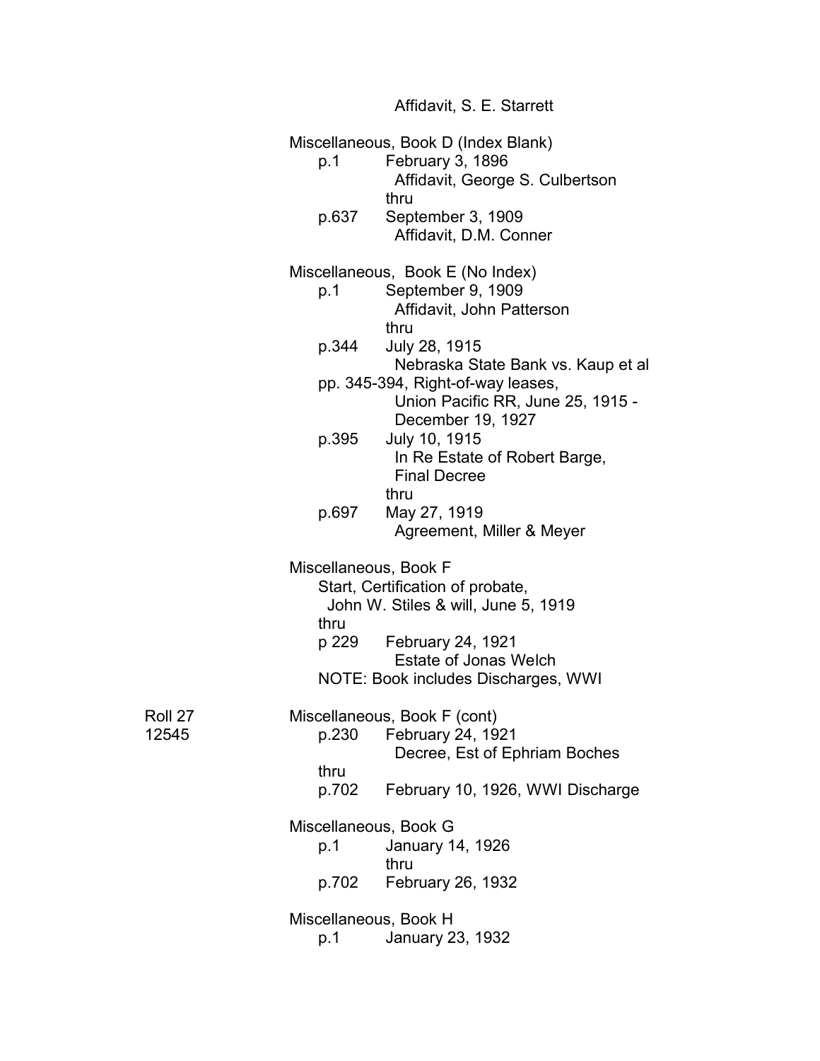Affidavit, S. E. Starrett

Miscellaneous, Book D (Index Blank)

p.1 February 3, 1896
Affidavit, George S. Culbertson
thru
p.637 September 3, 1909
Affidavit, D.M. Conner

Miscellaneous, Book E (No Index)

p.1 September 9, 1909
Affidavit, John Patterson
thru
p.344 July 28, 1915
Nebraska State Bank vs. Kaup et al
pp. 345-394, Right-of-way leases,
Union Pacific RR, June 25, 1915 -
December 19, 1927
p.395 July 10, 1915
In Re Estate of Robert Barge,
Final Decree
thru
p.697 May 27, 1919
Agreement, Miller & Meyer

Miscellaneous, Book F

Start, Certification of probate,
John W. Stiles & will, June 5, 1919
thru
p 229 February 24, 1921
Estate of Jonas Welch
NOTE: Book includes Discharges, WWI

Roll 27
12545

Miscellaneous, Book F (cont)

p.230 February 24, 1921
Decree, Est of Ephriam Boches
thru
p.702 February 10, 1926, WWI Discharge

Miscellaneous, Book G

p.1 January 14, 1926
thru
p.702 February 26, 1932

Miscellaneous, Book H

p.1 January 23, 1932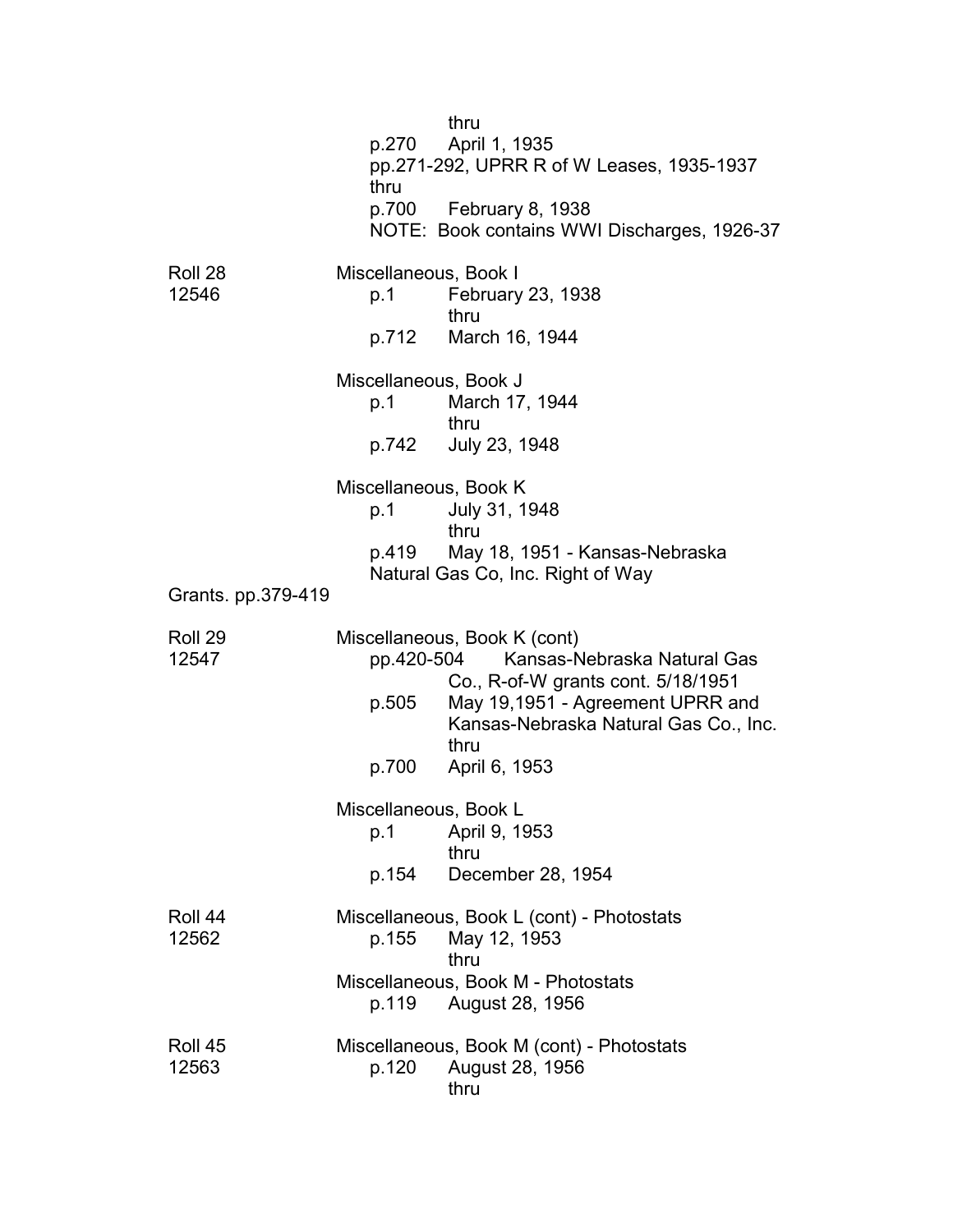thru
p.270 April 1, 1935
pp.271-292, UPRR R of W Leases, 1935-1937
thru
p.700 February 8, 1938
NOTE: Book contains WWI Discharges, 1926-37

Roll 28
12546

Miscellaneous, Book I
p.1 February 23, 1938
thru
p.712 March 16, 1944

Miscellaneous, Book J
p.1 March 17, 1944
thru
p.742 July 23, 1948

Miscellaneous, Book K
p.1 July 31, 1948
thru
p.419 May 18, 1951 - Kansas-Nebraska Natural Gas Co, Inc. Right of Way Grants. pp.379-419

Roll 29
12547

Miscellaneous, Book K (cont)
pp.420-504 Kansas-Nebraska Natural Gas Co., R-of-W grants cont. 5/18/1951
p.505 May 19,1951 - Agreement UPRR and Kansas-Nebraska Natural Gas Co., Inc.
thru
p.700 April 6, 1953

Miscellaneous, Book L
p.1 April 9, 1953
thru
p.154 December 28, 1954

Roll 44
12562

Miscellaneous, Book L (cont) - Photostats
p.155 May 12, 1953
thru
Miscellaneous, Book M - Photostats
p.119 August 28, 1956

Roll 45
12563

Miscellaneous, Book M (cont) - Photostats
p.120 August 28, 1956
thru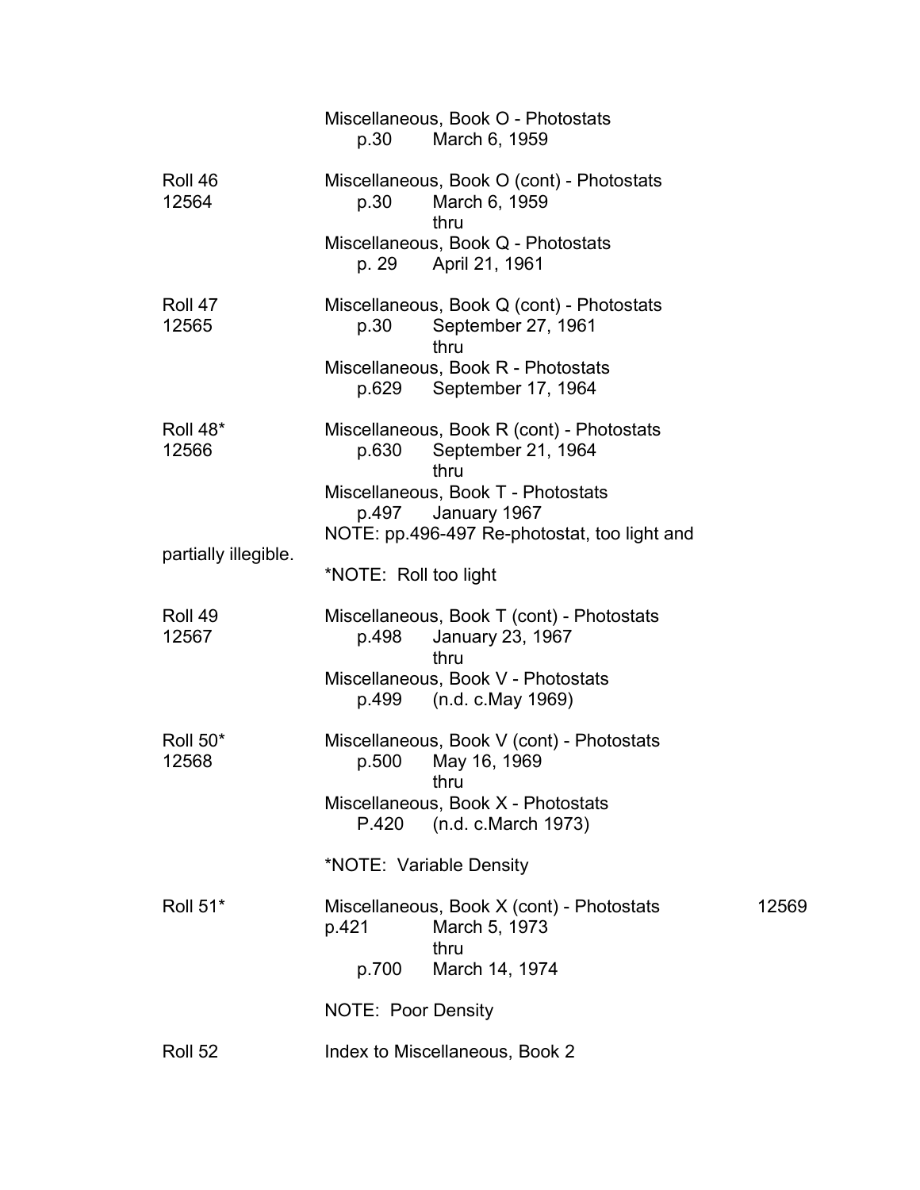Miscellaneous, Book O - Photostats
p.30 March 6, 1959

Roll 46
12564

Miscellaneous, Book O (cont) - Photostats
p.30 March 6, 1959
thru
Miscellaneous, Book Q - Photostats
p. 29 April 21, 1961

Roll 47
12565

Miscellaneous, Book Q (cont) - Photostats
p.30 September 27, 1961
thru
Miscellaneous, Book R - Photostats
p.629 September 17, 1964

Roll 48*
12566

Miscellaneous, Book R (cont) - Photostats
p.630 September 21, 1964
thru
Miscellaneous, Book T - Photostats
p.497 January 1967
NOTE: pp.496-497 Re-photostat, too light and partially illegible.

*NOTE: Roll too light

Roll 49
12567

Miscellaneous, Book T (cont) - Photostats
p.498 January 23, 1967
thru
Miscellaneous, Book V - Photostats
p.499 (n.d. c.May 1969)

Roll 50*
12568

Miscellaneous, Book V (cont) - Photostats
p.500 May 16, 1969
thru
Miscellaneous, Book X - Photostats
P.420 (n.d. c.March 1973)

*NOTE: Variable Density

Roll 51*
12569

Miscellaneous, Book X (cont) - Photostats
p.421 March 5, 1973
thru
p.700 March 14, 1974

NOTE: Poor Density

Roll 52

Index to Miscellaneous, Book 2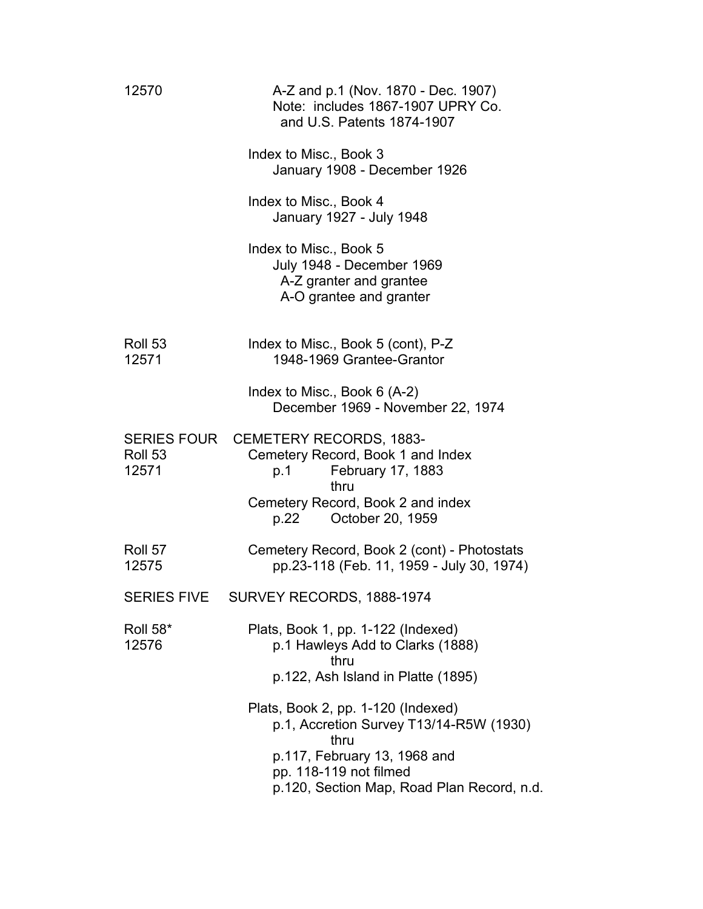12570 A-Z and p.1 (Nov. 1870 - Dec. 1907)
Note: includes 1867-1907 UPRY Co. and U.S. Patents 1874-1907

Index to Misc., Book 3
January 1908 - December 1926

Index to Misc., Book 4
January 1927 - July 1948

Index to Misc., Book 5
July 1948 - December 1969
A-Z granter and grantee
A-O grantee and granter

Roll 53
12571

Index to Misc., Book 5 (cont), P-Z
1948-1969 Grantee-Grantor

Index to Misc., Book 6 (A-2)
December 1969 - November 22, 1974

SERIES FOUR CEMETERY RECORDS, 1883-

Roll 53
12571

Cemetery Record, Book 1 and Index
p.1 February 17, 1883
thru
Cemetery Record, Book 2 and index
p.22 October 20, 1959

Roll 57
12575

Cemetery Record, Book 2 (cont) - Photostats
pp.23-118 (Feb. 11, 1959 - July 30, 1974)

SERIES FIVE SURVEY RECORDS, 1888-1974

Roll 58*
12576

Plats, Book 1, pp. 1-122 (Indexed)
p.1 Hawleys Add to Clarks (1888)
thru
p.122, Ash Island in Platte (1895)

Plats, Book 2, pp. 1-120 (Indexed)
p.1, Accretion Survey T13/14-R5W (1930)
thru
p.117, February 13, 1968 and
pp. 118-119 not filmed
p.120, Section Map, Road Plan Record, n.d.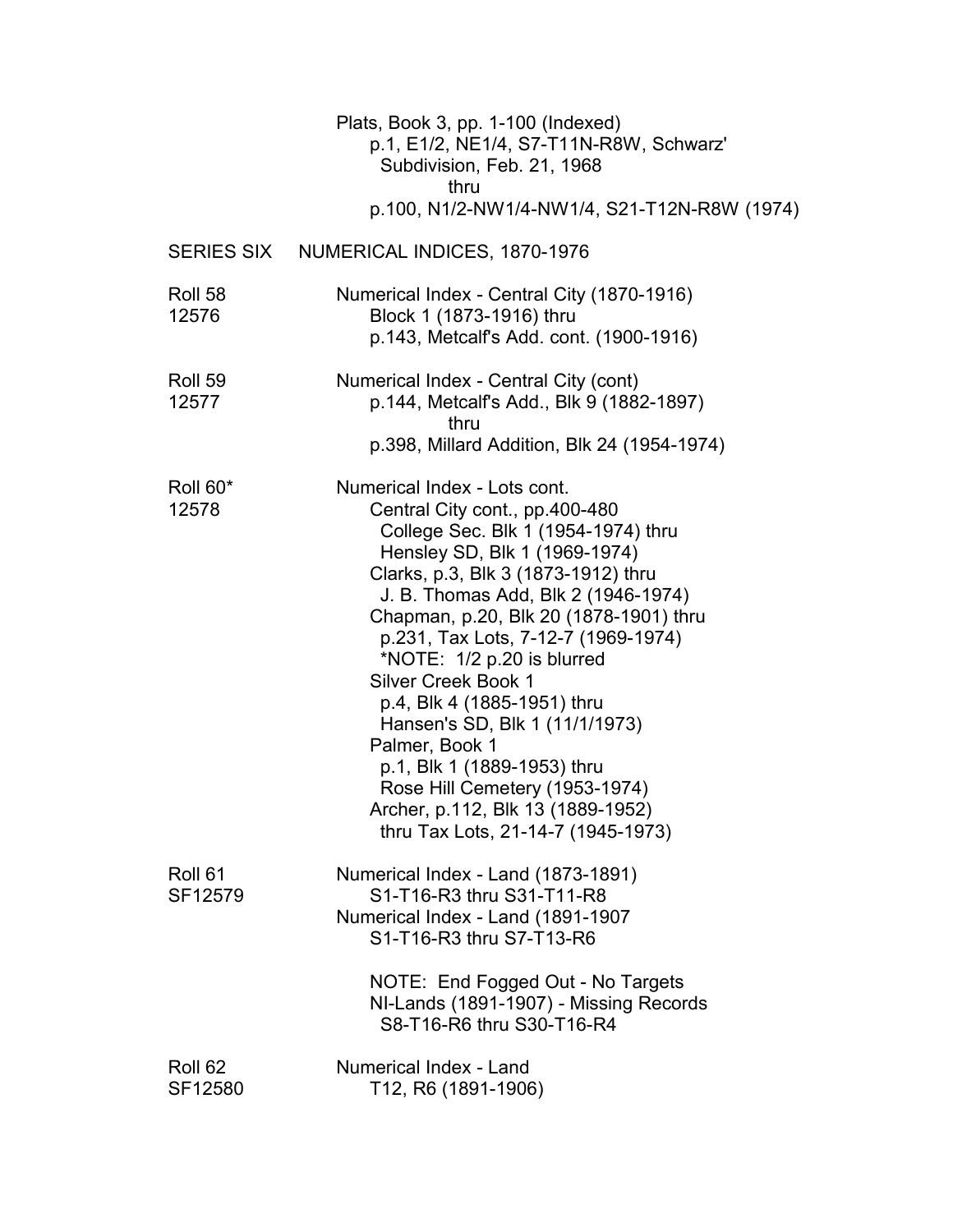Plats, Book 3, pp. 1-100 (Indexed)
p.1, E1/2, NE1/4, S7-T11N-R8W, Schwarz' Subdivision, Feb. 21, 1968
thru
p.100, N1/2-NW1/4-NW1/4, S21-T12N-R8W (1974)

## SERIES SIX NUMERICAL INDICES, 1870-1976

| | |
|---|---|
| Roll 58<br>12576 | Numerical Index - Central City (1870-1916)<br>Block 1 (1873-1916) thru<br>p.143, Metcalf's Add. cont. (1900-1916) |
| Roll 59<br>12577 | Numerical Index - Central City (cont)<br>p.144, Metcalf's Add., Blk 9 (1882-1897)<br>thru<br>p.398, Millard Addition, Blk 24 (1954-1974) |
| Roll 60*<br>12578 | Numerical Index - Lots cont.<br>Central City cont., pp.400-480<br>College Sec. Blk 1 (1954-1974) thru<br>Hensley SD, Blk 1 (1969-1974)<br>Clarks, p.3, Blk 3 (1873-1912) thru<br>J. B. Thomas Add, Blk 2 (1946-1974)<br>Chapman, p.20, Blk 20 (1878-1901) thru<br>p.231, Tax Lots, 7-12-7 (1969-1974)<br>*NOTE: 1/2 p.20 is blurred<br>Silver Creek Book 1<br>p.4, Blk 4 (1885-1951) thru<br>Hansen's SD, Blk 1 (11/1/1973)<br>Palmer, Book 1<br>p.1, Blk 1 (1889-1953) thru<br>Rose Hill Cemetery (1953-1974)<br>Archer, p.112, Blk 13 (1889-1952)<br>thru Tax Lots, 21-14-7 (1945-1973) |
| Roll 61<br>SF12579 | Numerical Index - Land (1873-1891)<br>S1-T16-R3 thru S31-T11-R8<br>Numerical Index - Land (1891-1907<br>S1-T16-R3 thru S7-T13-R6<br><br>NOTE: End Fogged Out - No Targets<br>NI-Lands (1891-1907) - Missing Records<br>S8-T16-R6 thru S30-T16-R4 |
| Roll 62<br>SF12580 | Numerical Index - Land<br>T12, R6 (1891-1906) |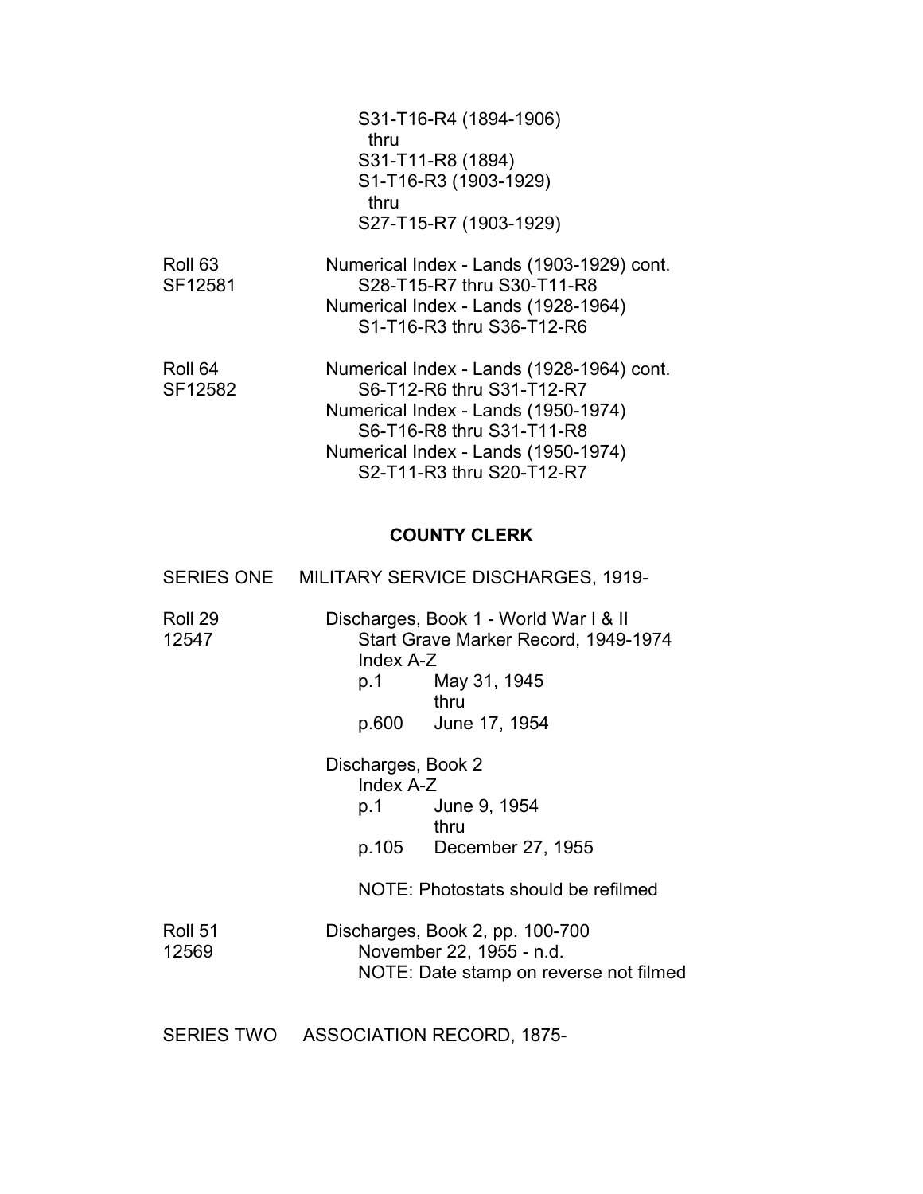S31-T16-R4 (1894-1906)
thru
S31-T11-R8 (1894)
S1-T16-R3 (1903-1929)
thru
S27-T15-R7 (1903-1929)

Roll 63
SF12581

Numerical Index - Lands (1903-1929) cont.
S28-T15-R7 thru S30-T11-R8
Numerical Index - Lands (1928-1964)
S1-T16-R3 thru S36-T12-R6

Roll 64
SF12582

Numerical Index - Lands (1928-1964) cont.
S6-T12-R6 thru S31-T12-R7
Numerical Index - Lands (1950-1974)
S6-T16-R8 thru S31-T11-R8
Numerical Index - Lands (1950-1974)
S2-T11-R3 thru S20-T12-R7

## COUNTY CLERK

SERIES ONE MILITARY SERVICE DISCHARGES, 1919-

Roll 29
12547

Discharges, Book 1 - World War I & II
Start Grave Marker Record, 1949-1974
Index A-Z
p.1 May 31, 1945
thru
p.600 June 17, 1954

Discharges, Book 2
Index A-Z
p.1 June 9, 1954
thru
p.105 December 27, 1955

NOTE: Photostats should be refilmed

Roll 51
12569

Discharges, Book 2, pp. 100-700
November 22, 1955 - n.d.
NOTE: Date stamp on reverse not filmed

SERIES TWO ASSOCIATION RECORD, 1875-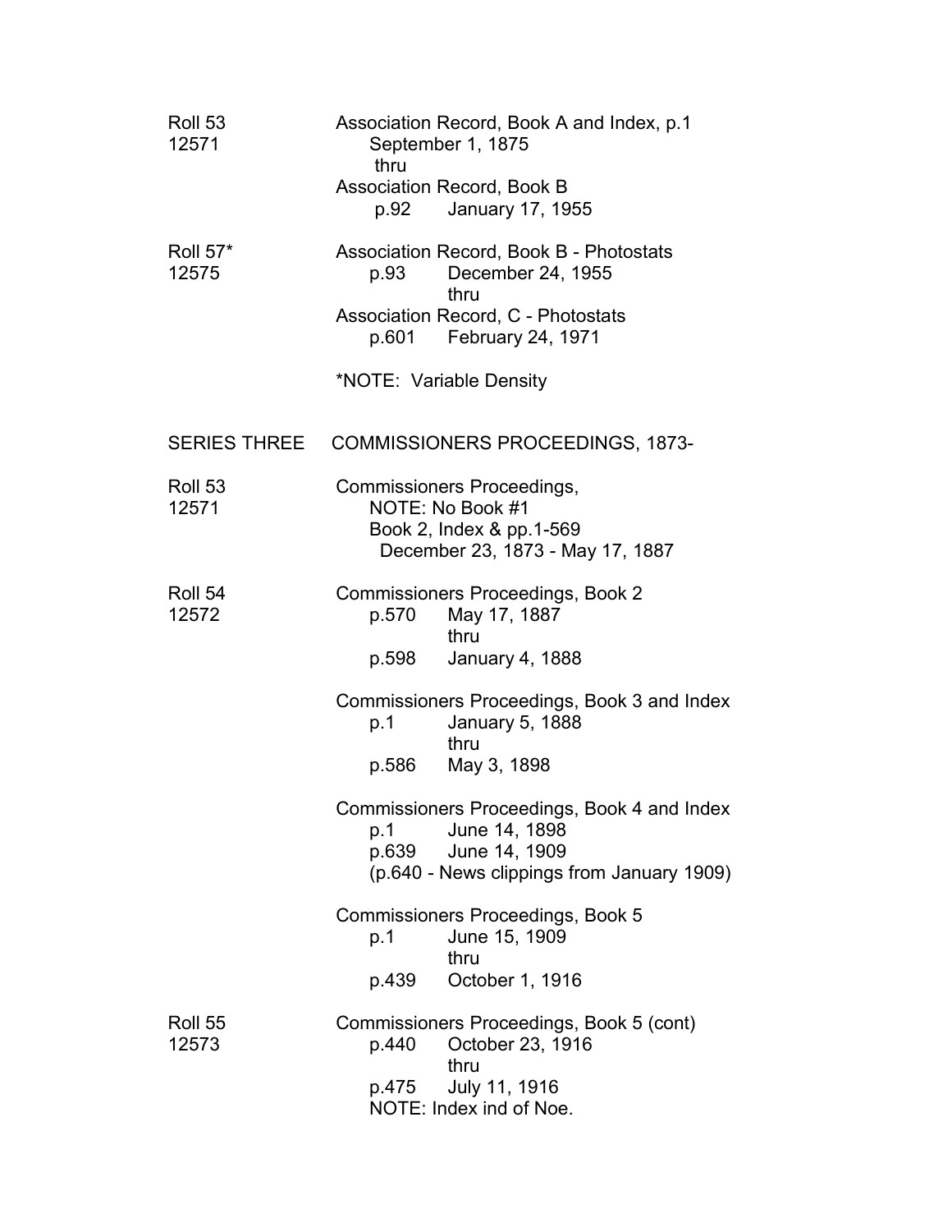Roll 53
12571

Association Record, Book A and Index, p.1
September 1, 1875
thru
Association Record, Book B
p.92 January 17, 1955

Roll 57*
12575

Association Record, Book B - Photostats
p.93 December 24, 1955
thru
Association Record, C - Photostats
p.601 February 24, 1971

*NOTE: Variable Density

## SERIES THREE COMMISSIONERS PROCEEDINGS, 1873-

Roll 53
12571

Commissioners Proceedings,
NOTE: No Book #1
Book 2, Index & pp.1-569
December 23, 1873 - May 17, 1887

Roll 54
12572

Commissioners Proceedings, Book 2
p.570 May 17, 1887
thru
p.598 January 4, 1888

Commissioners Proceedings, Book 3 and Index
p.1 January 5, 1888
thru
p.586 May 3, 1898

Commissioners Proceedings, Book 4 and Index
p.1 June 14, 1898
p.639 June 14, 1909
(p.640 - News clippings from January 1909)

Commissioners Proceedings, Book 5
p.1 June 15, 1909
thru
p.439 October 1, 1916

Roll 55
12573

Commissioners Proceedings, Book 5 (cont)
p.440 October 23, 1916
thru
p.475 July 11, 1916
NOTE: Index ind of Noe.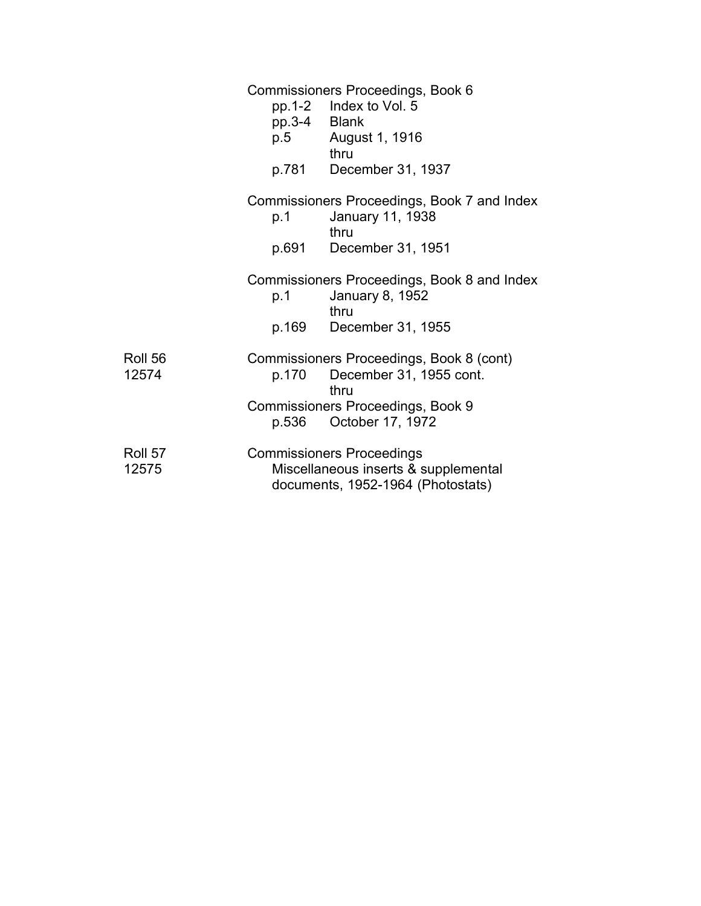| | | | |
|---|---|---|---|
| | Commissioners Proceedings, Book 6 | | |
| | | pp.1-2 | Index to Vol. 5 |
| | | pp.3-4 | Blank |
| | | p.5 | August 1, 1916 |
| | | | thru |
| | | p.781 | December 31, 1937 |
| | Commissioners Proceedings, Book 7 and Index | | |
| | | p.1 | January 11, 1938 |
| | | | thru |
| | | p.691 | December 31, 1951 |
| | Commissioners Proceedings, Book 8 and Index | | |
| | | p.1 | January 8, 1952 |
| | | | thru |
| | | p.169 | December 31, 1955 |
| Roll 56 | Commissioners Proceedings, Book 8 (cont) | | |
| 12574 | | p.170 | December 31, 1955 cont. |
| | | | thru |
| | Commissioners Proceedings, Book 9 | | |
| | | p.536 | October 17, 1972 |
| Roll 57 | Commissioners Proceedings | | |
| 12575 | Miscellaneous inserts & supplemental documents, 1952-1964 (Photostats) | | |